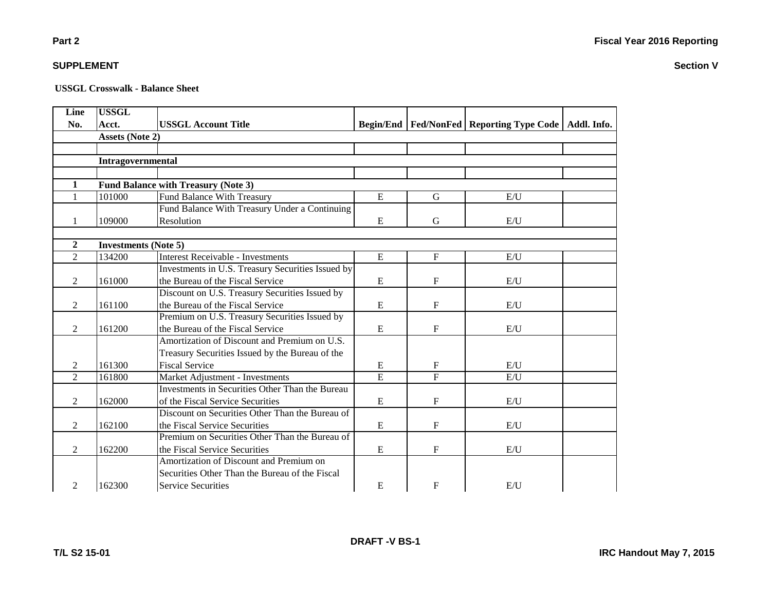**Part 2** | **Fiscal Year 2016 Reporting**

**SUPPLEMENT** | **Section V**

**USSGL Crosswalk - Balance Sheet**

| Line No. | USSGL Acct. | USSGL Account Title | Begin/End | Fed/NonFed | Reporting Type Code | Addl. Info. |
|---|---|---|---|---|---|---|
| | **Assets (Note 2)** | | | | | |
| | | | | | | |
| | **Intragovernmental** | | | | | |
| | | | | | | |
| **1** | **Fund Balance with Treasury (Note 3)** | | | | | |
| 1 | 101000 | Fund Balance With Treasury | E | G | E/U | |
| 1 | 109000 | Fund Balance With Treasury Under a Continuing Resolution | E | G | E/U | |
| | | | | | | |
| **2** | **Investments (Note 5)** | | | | | |
| 2 | 134200 | Interest Receivable - Investments | E | F | E/U | |
| 2 | 161000 | Investments in U.S. Treasury Securities Issued by the Bureau of the Fiscal Service | E | F | E/U | |
| 2 | 161100 | Discount on U.S. Treasury Securities Issued by the Bureau of the Fiscal Service | E | F | E/U | |
| 2 | 161200 | Premium on U.S. Treasury Securities Issued by the Bureau of the Fiscal Service | E | F | E/U | |
| 2 | 161300 | Amortization of Discount and Premium on U.S. Treasury Securities Issued by the Bureau of the Fiscal Service | E | F | E/U | |
| 2 | 161800 | Market Adjustment - Investments | E | F | E/U | |
| 2 | 162000 | Investments in Securities Other Than the Bureau of the Fiscal Service Securities | E | F | E/U | |
| 2 | 162100 | Discount on Securities Other Than the Bureau of the Fiscal Service Securities | E | F | E/U | |
| 2 | 162200 | Premium on Securities Other Than the Bureau of the Fiscal Service Securities | E | F | E/U | |
| 2 | 162300 | Amortization of Discount and Premium on Securities Other Than the Bureau of the Fiscal Service Securities | E | F | E/U | |

DRAFT -V BS-1

T/L S2 15-01 | IRC Handout May 7, 2015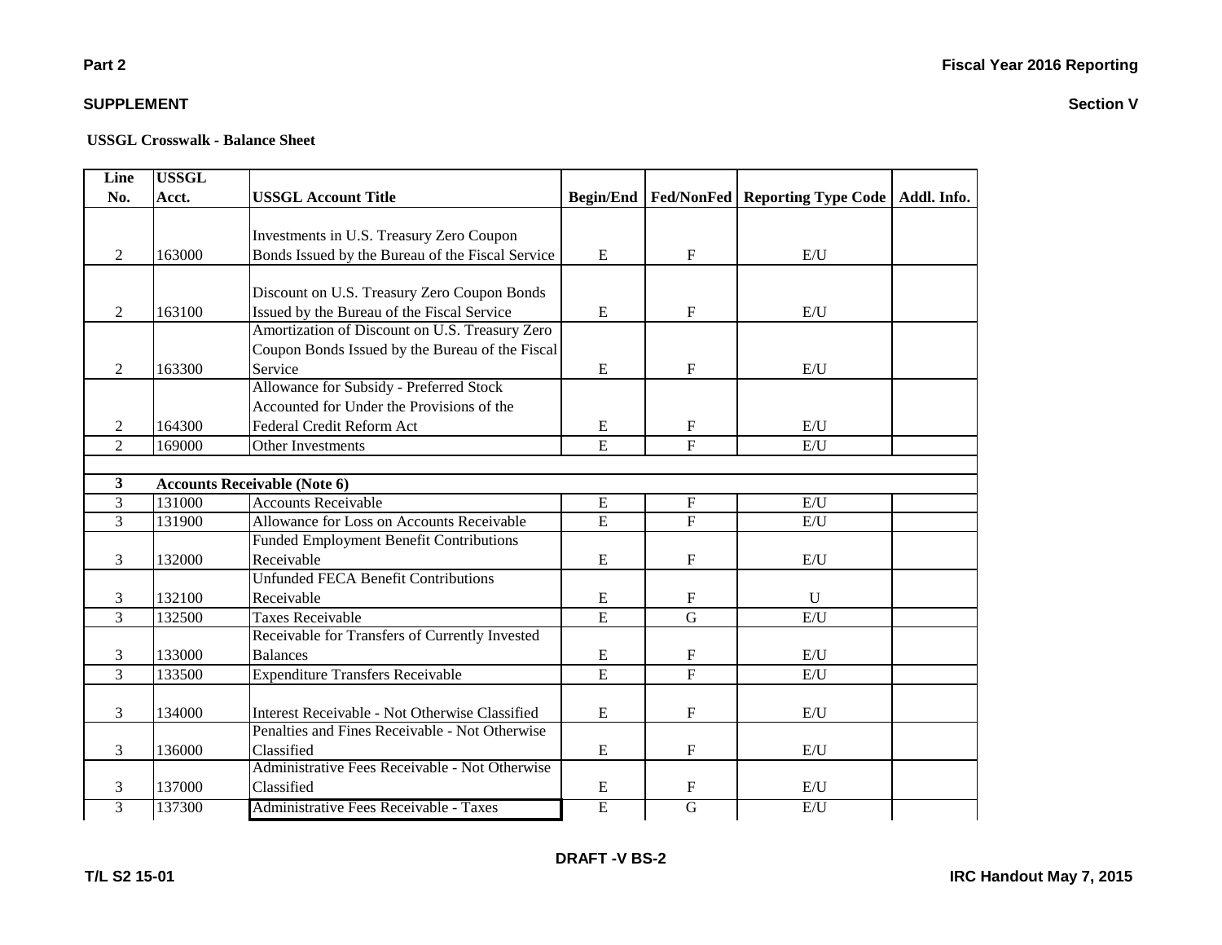**Part 2** | **Fiscal Year 2016 Reporting**

**SUPPLEMENT** | **Section V**

**USSGL Crosswalk - Balance Sheet**

| Line No. | USSGL Acct. | USSGL Account Title | Begin/End | Fed/NonFed | Reporting Type Code | Addl. Info. |
|---|---|---|---|---|---|---|
| 2 | 163000 | Investments in U.S. Treasury Zero Coupon Bonds Issued by the Bureau of the Fiscal Service | E | F | E/U | |
| 2 | 163100 | Discount on U.S. Treasury Zero Coupon Bonds Issued by the Bureau of the Fiscal Service | E | F | E/U | |
| 2 | 163300 | Amortization of Discount on U.S. Treasury Zero Coupon Bonds Issued by the Bureau of the Fiscal Service | E | F | E/U | |
| 2 | 164300 | Allowance for Subsidy - Preferred Stock Accounted for Under the Provisions of the Federal Credit Reform Act | E | F | E/U | |
| 2 | 169000 | Other Investments | E | F | E/U | |
| | | | | | | |
| **3** | **Accounts Receivable (Note 6)** | | | | | |
| 3 | 131000 | Accounts Receivable | E | F | E/U | |
| 3 | 131900 | Allowance for Loss on Accounts Receivable | E | F | E/U | |
| 3 | 132000 | Funded Employment Benefit Contributions Receivable | E | F | E/U | |
| 3 | 132100 | Unfunded FECA Benefit Contributions Receivable | E | F | U | |
| 3 | 132500 | Taxes Receivable | E | G | E/U | |
| 3 | 133000 | Receivable for Transfers of Currently Invested Balances | E | F | E/U | |
| 3 | 133500 | Expenditure Transfers Receivable | E | F | E/U | |
| 3 | 134000 | Interest Receivable - Not Otherwise Classified | E | F | E/U | |
| 3 | 136000 | Penalties and Fines Receivable - Not Otherwise Classified | E | F | E/U | |
| 3 | 137000 | Administrative Fees Receivable - Not Otherwise Classified | E | F | E/U | |
| 3 | 137300 | Administrative Fees Receivable - Taxes | E | G | E/U | |

DRAFT -V BS-2

T/L S2 15-01 | IRC Handout May 7, 2015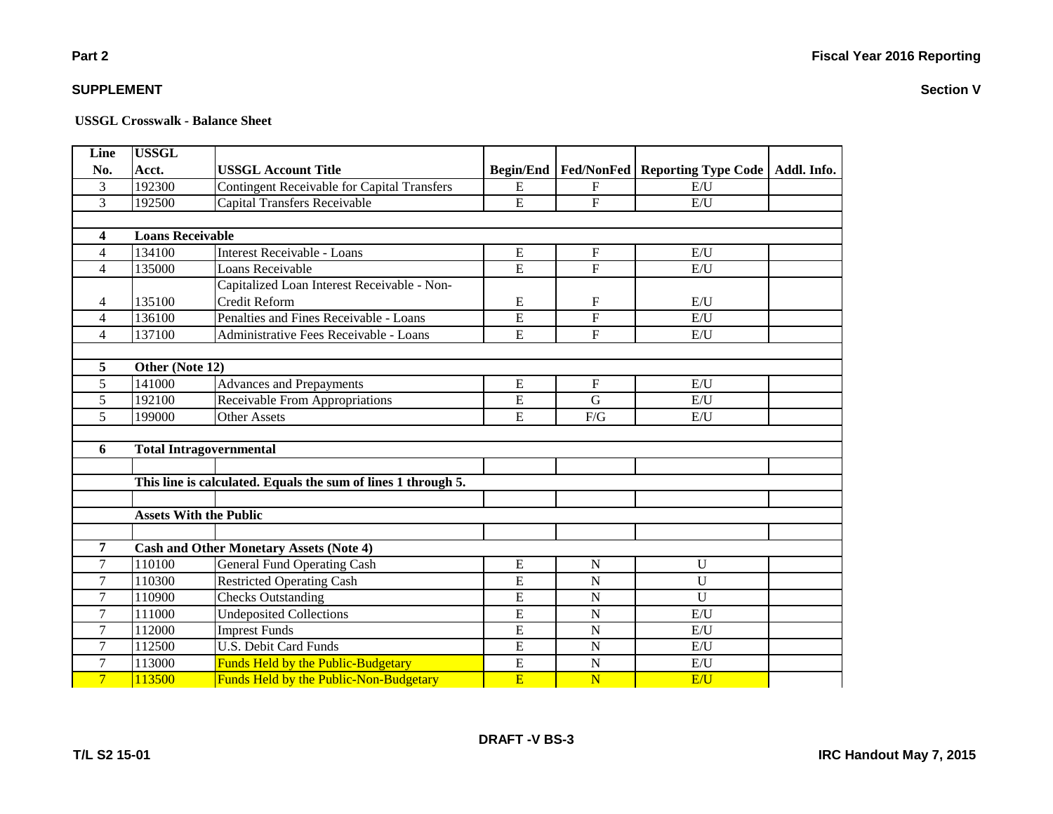**Part 2**

**Fiscal Year 2016 Reporting**

**SUPPLEMENT**

**Section V**

**USSGL Crosswalk - Balance Sheet**

| Line No. | USSGL Acct. | USSGL Account Title | Begin/End | Fed/NonFed | Reporting Type Code | Addl. Info. |
|---|---|---|---|---|---|---|
| 3 | 192300 | Contingent Receivable for Capital Transfers | E | F | E/U | |
| 3 | 192500 | Capital Transfers Receivable | E | F | E/U | |
| | | | | | | |
| **4** | **Loans Receivable** | | | | | |
| 4 | 134100 | Interest Receivable - Loans | E | F | E/U | |
| 4 | 135000 | Loans Receivable | E | F | E/U | |
| 4 | 135100 | Capitalized Loan Interest Receivable - Non-Credit Reform | E | F | E/U | |
| 4 | 136100 | Penalties and Fines Receivable - Loans | E | F | E/U | |
| 4 | 137100 | Administrative Fees Receivable - Loans | E | F | E/U | |
| | | | | | | |
| **5** | **Other (Note 12)** | | | | | |
| 5 | 141000 | Advances and Prepayments | E | F | E/U | |
| 5 | 192100 | Receivable From Appropriations | E | G | E/U | |
| 5 | 199000 | Other Assets | E | F/G | E/U | |
| | | | | | | |
| **6** | **Total Intragovernmental** | | | | | |
| | | | | | | |
| | **This line is calculated. Equals the sum of lines 1 through 5.** | | | | | |
| | | | | | | |
| | **Assets With the Public** | | | | | |
| | | | | | | |
| **7** | **Cash and Other Monetary Assets (Note 4)** | | | | | |
| 7 | 110100 | General Fund Operating Cash | E | N | U | |
| 7 | 110300 | Restricted Operating Cash | E | N | U | |
| 7 | 110900 | Checks Outstanding | E | N | U | |
| 7 | 111000 | Undeposited Collections | E | N | E/U | |
| 7 | 112000 | Imprest Funds | E | N | E/U | |
| 7 | 112500 | U.S. Debit Card Funds | E | N | E/U | |
| 7 | 113000 | Funds Held by the Public-Budgetary | E | N | E/U | |
| 7 | 113500 | Funds Held by the Public-Non-Budgetary | E | N | E/U | |

DRAFT -V BS-3

T/L S2 15-01

IRC Handout May 7, 2015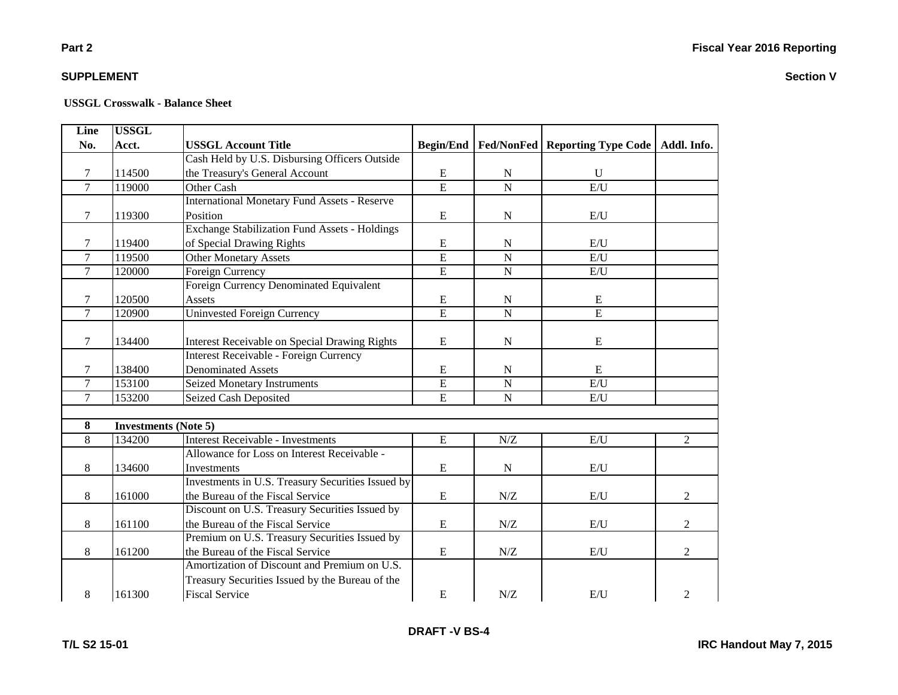**Part 2** **Fiscal Year 2016 Reporting**

**SUPPLEMENT** **Section V**

**USSGL Crosswalk - Balance Sheet**

| Line No. | USSGL Acct. | USSGL Account Title | Begin/End | Fed/NonFed | Reporting Type Code | Addl. Info. |
|---|---|---|---|---|---|---|
| 7 | 114500 | Cash Held by U.S. Disbursing Officers Outside the Treasury's General Account | E | N | U | |
| 7 | 119000 | Other Cash | E | N | E/U | |
| 7 | 119300 | International Monetary Fund Assets - Reserve Position | E | N | E/U | |
| 7 | 119400 | Exchange Stabilization Fund Assets - Holdings of Special Drawing Rights | E | N | E/U | |
| 7 | 119500 | Other Monetary Assets | E | N | E/U | |
| 7 | 120000 | Foreign Currency | E | N | E/U | |
| 7 | 120500 | Foreign Currency Denominated Equivalent Assets | E | N | E | |
| 7 | 120900 | Uninvested Foreign Currency | E | N | E | |
| 7 | 134400 | Interest Receivable on Special Drawing Rights | E | N | E | |
| 7 | 138400 | Interest Receivable - Foreign Currency Denominated Assets | E | N | E | |
| 7 | 153100 | Seized Monetary Instruments | E | N | E/U | |
| 7 | 153200 | Seized Cash Deposited | E | N | E/U | |
| | | | | | | |
| **8** | **Investments (Note 5)** | | | | | |
| 8 | 134200 | Interest Receivable - Investments | E | N/Z | E/U | 2 |
| 8 | 134600 | Allowance for Loss on Interest Receivable - Investments | E | N | E/U | |
| 8 | 161000 | Investments in U.S. Treasury Securities Issued by the Bureau of the Fiscal Service | E | N/Z | E/U | 2 |
| 8 | 161100 | Discount on U.S. Treasury Securities Issued by the Bureau of the Fiscal Service | E | N/Z | E/U | 2 |
| 8 | 161200 | Premium on U.S. Treasury Securities Issued by the Bureau of the Fiscal Service | E | N/Z | E/U | 2 |
| 8 | 161300 | Amortization of Discount and Premium on U.S. Treasury Securities Issued by the Bureau of the Fiscal Service | E | N/Z | E/U | 2 |

DRAFT -V BS-4

T/L S2 15-01 IRC Handout May 7, 2015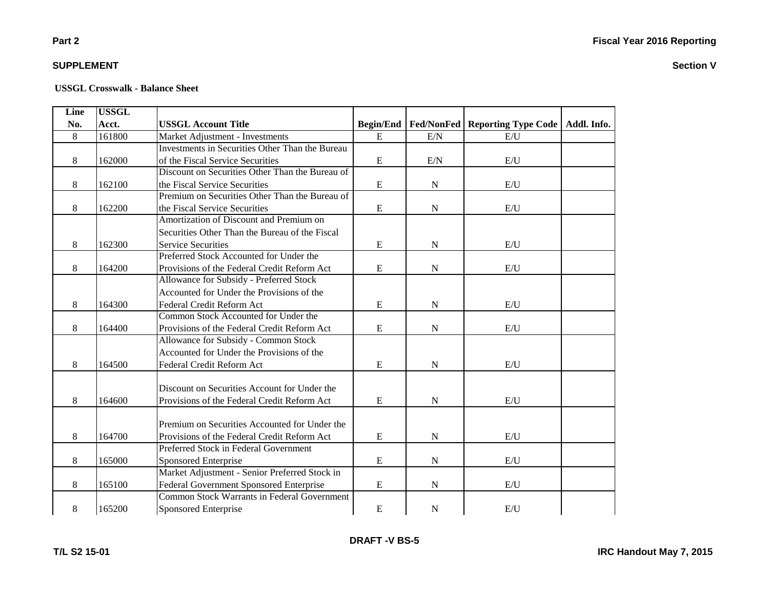**Part 2** **Fiscal Year 2016 Reporting**

**SUPPLEMENT** **Section V**

**USSGL Crosswalk - Balance Sheet**

| Line No. | USSGL Acct. | USSGL Account Title | Begin/End | Fed/NonFed | Reporting Type Code | Addl. Info. |
|---|---|---|---|---|---|---|
| 8 | 161800 | Market Adjustment - Investments | E | E/N | E/U | |
| 8 | 162000 | Investments in Securities Other Than the Bureau of the Fiscal Service Securities | E | E/N | E/U | |
| 8 | 162100 | Discount on Securities Other Than the Bureau of the Fiscal Service Securities | E | N | E/U | |
| 8 | 162200 | Premium on Securities Other Than the Bureau of the Fiscal Service Securities | E | N | E/U | |
| 8 | 162300 | Amortization of Discount and Premium on Securities Other Than the Bureau of the Fiscal Service Securities | E | N | E/U | |
| 8 | 164200 | Preferred Stock Accounted for Under the Provisions of the Federal Credit Reform Act | E | N | E/U | |
| 8 | 164300 | Allowance for Subsidy - Preferred Stock Accounted for Under the Provisions of the Federal Credit Reform Act | E | N | E/U | |
| 8 | 164400 | Common Stock Accounted for Under the Provisions of the Federal Credit Reform Act | E | N | E/U | |
| 8 | 164500 | Allowance for Subsidy - Common Stock Accounted for Under the Provisions of the Federal Credit Reform Act | E | N | E/U | |
| 8 | 164600 | Discount on Securities Account for Under the Provisions of the Federal Credit Reform Act | E | N | E/U | |
| 8 | 164700 | Premium on Securities Accounted for Under the Provisions of the Federal Credit Reform Act | E | N | E/U | |
| 8 | 165000 | Preferred Stock in Federal Government Sponsored Enterprise | E | N | E/U | |
| 8 | 165100 | Market Adjustment - Senior Preferred Stock in Federal Government Sponsored Enterprise | E | N | E/U | |
| 8 | 165200 | Common Stock Warrants in Federal Government Sponsored Enterprise | E | N | E/U | |

**DRAFT -V BS-5**

**T/L S2 15-01** **IRC Handout May 7, 2015**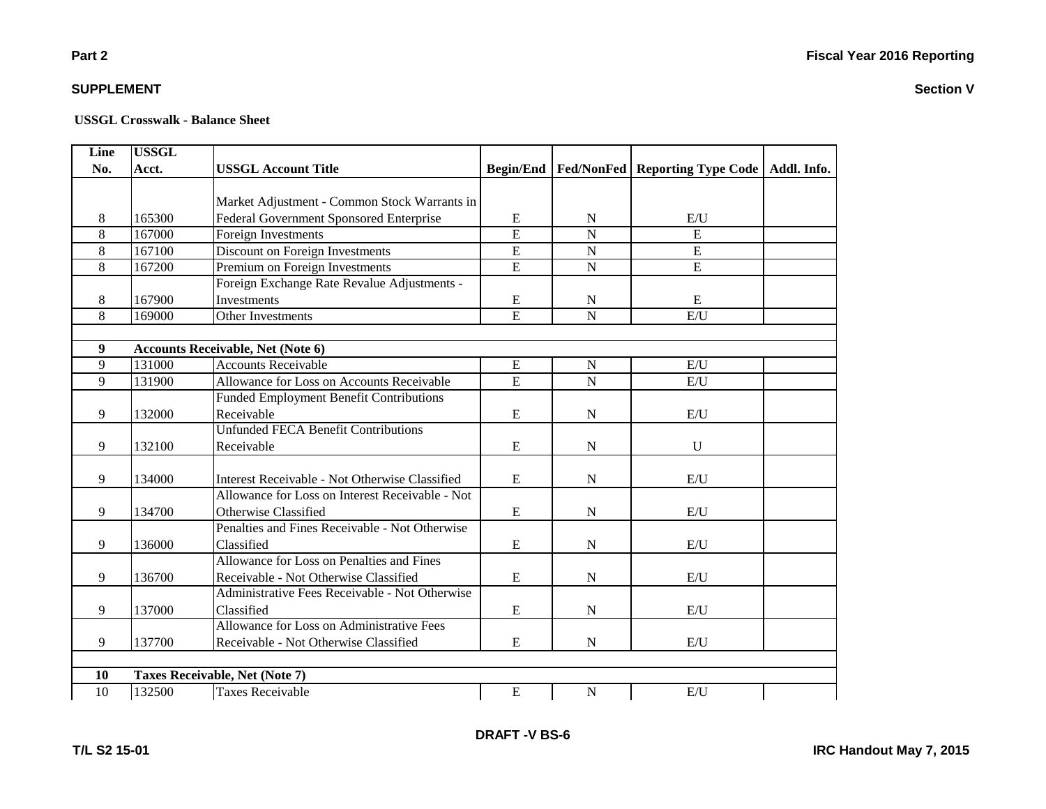**Part 2** **Fiscal Year 2016 Reporting**

**SUPPLEMENT** **Section V**

**USSGL Crosswalk - Balance Sheet**

| Line No. | USSGL Acct. | USSGL Account Title | Begin/End | Fed/NonFed | Reporting Type Code | Addl. Info. |
|---|---|---|---|---|---|---|
| 8 | 165300 | Market Adjustment - Common Stock Warrants in Federal Government Sponsored Enterprise | E | N | E/U | |
| 8 | 167000 | Foreign Investments | E | N | E | |
| 8 | 167100 | Discount on Foreign Investments | E | N | E | |
| 8 | 167200 | Premium on Foreign Investments | E | N | E | |
| 8 | 167900 | Foreign Exchange Rate Revalue Adjustments - Investments | E | N | E | |
| 8 | 169000 | Other Investments | E | N | E/U | |
| | | | | | | |
| **9** | **Accounts Receivable, Net (Note 6)** | | | | | |
| 9 | 131000 | Accounts Receivable | E | N | E/U | |
| 9 | 131900 | Allowance for Loss on Accounts Receivable | E | N | E/U | |
| 9 | 132000 | Funded Employment Benefit Contributions Receivable | E | N | E/U | |
| 9 | 132100 | Unfunded FECA Benefit Contributions Receivable | E | N | U | |
| 9 | 134000 | Interest Receivable - Not Otherwise Classified | E | N | E/U | |
| 9 | 134700 | Allowance for Loss on Interest Receivable - Not Otherwise Classified | E | N | E/U | |
| 9 | 136000 | Penalties and Fines Receivable - Not Otherwise Classified | E | N | E/U | |
| 9 | 136700 | Allowance for Loss on Penalties and Fines Receivable - Not Otherwise Classified | E | N | E/U | |
| 9 | 137000 | Administrative Fees Receivable - Not Otherwise Classified | E | N | E/U | |
| 9 | 137700 | Allowance for Loss on Administrative Fees Receivable - Not Otherwise Classified | E | N | E/U | |
| | | | | | | |
| **10** | **Taxes Receivable, Net (Note 7)** | | | | | |
| 10 | 132500 | Taxes Receivable | E | N | E/U | |

DRAFT -V BS-6

T/L S2 15-01 IRC Handout May 7, 2015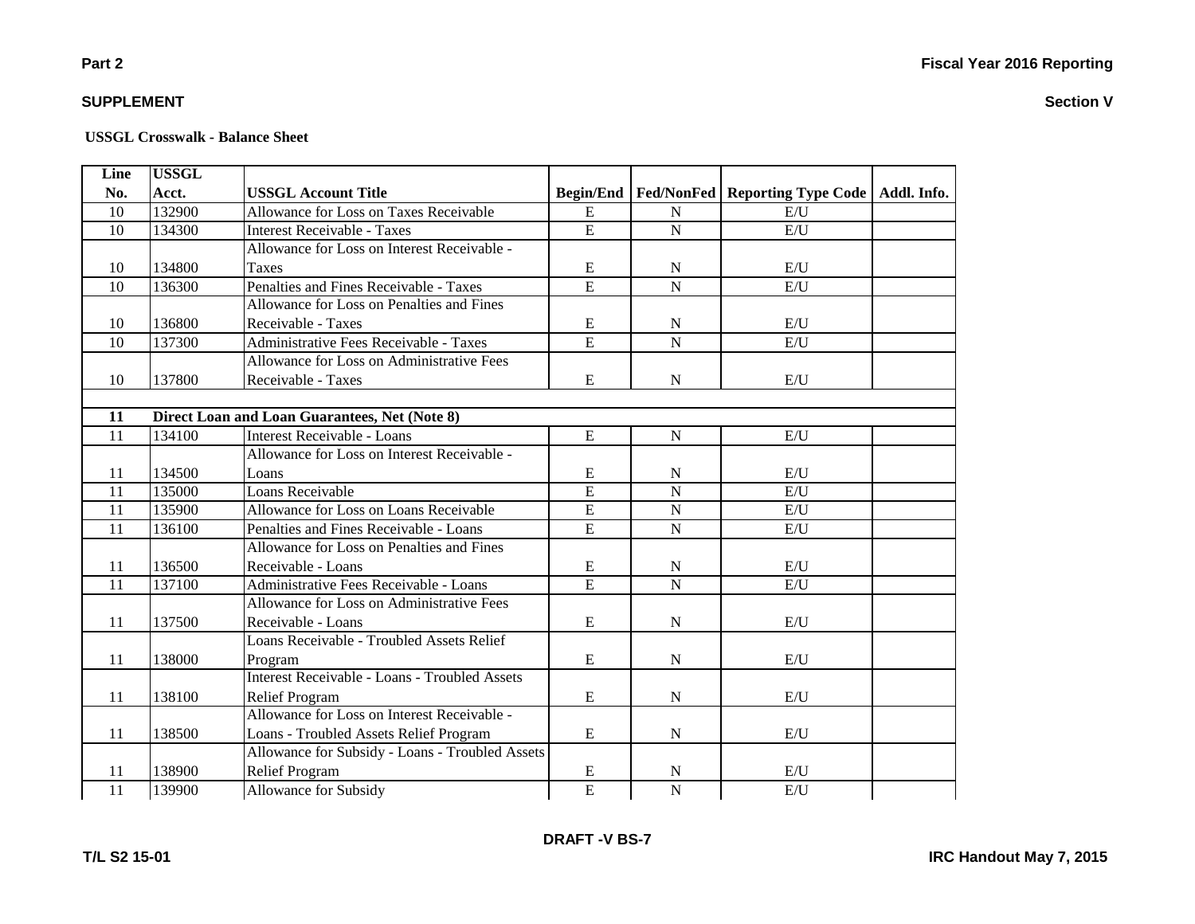**Part 2**

**SUPPLEMENT**

**Fiscal Year 2016 Reporting**

**Section V**

**USSGL Crosswalk - Balance Sheet**

| Line No. | USSGL Acct. | USSGL Account Title | Begin/End | Fed/NonFed | Reporting Type Code | Addl. Info. |
|---|---|---|---|---|---|---|
| 10 | 132900 | Allowance for Loss on Taxes Receivable | E | N | E/U | |
| 10 | 134300 | Interest Receivable - Taxes | E | N | E/U | |
| 10 | 134800 | Allowance for Loss on Interest Receivable - Taxes | E | N | E/U | |
| 10 | 136300 | Penalties and Fines Receivable - Taxes | E | N | E/U | |
| 10 | 136800 | Allowance for Loss on Penalties and Fines Receivable - Taxes | E | N | E/U | |
| 10 | 137300 | Administrative Fees Receivable - Taxes | E | N | E/U | |
| 10 | 137800 | Allowance for Loss on Administrative Fees Receivable - Taxes | E | N | E/U | |
| | | | | | | |
| **11** | **Direct Loan and Loan Guarantees, Net (Note 8)** | | | | | |
| 11 | 134100 | Interest Receivable - Loans | E | N | E/U | |
| 11 | 134500 | Allowance for Loss on Interest Receivable - Loans | E | N | E/U | |
| 11 | 135000 | Loans Receivable | E | N | E/U | |
| 11 | 135900 | Allowance for Loss on Loans Receivable | E | N | E/U | |
| 11 | 136100 | Penalties and Fines Receivable - Loans | E | N | E/U | |
| 11 | 136500 | Allowance for Loss on Penalties and Fines Receivable - Loans | E | N | E/U | |
| 11 | 137100 | Administrative Fees Receivable - Loans | E | N | E/U | |
| 11 | 137500 | Allowance for Loss on Administrative Fees Receivable - Loans | E | N | E/U | |
| 11 | 138000 | Loans Receivable - Troubled Assets Relief Program | E | N | E/U | |
| 11 | 138100 | Interest Receivable - Loans - Troubled Assets Relief Program | E | N | E/U | |
| 11 | 138500 | Allowance for Loss on Interest Receivable - Loans - Troubled Assets Relief Program | E | N | E/U | |
| 11 | 138900 | Allowance for Subsidy - Loans - Troubled Assets Relief Program | E | N | E/U | |
| 11 | 139900 | Allowance for Subsidy | E | N | E/U | |

DRAFT -V BS-7

T/L S2 15-01

IRC Handout May 7, 2015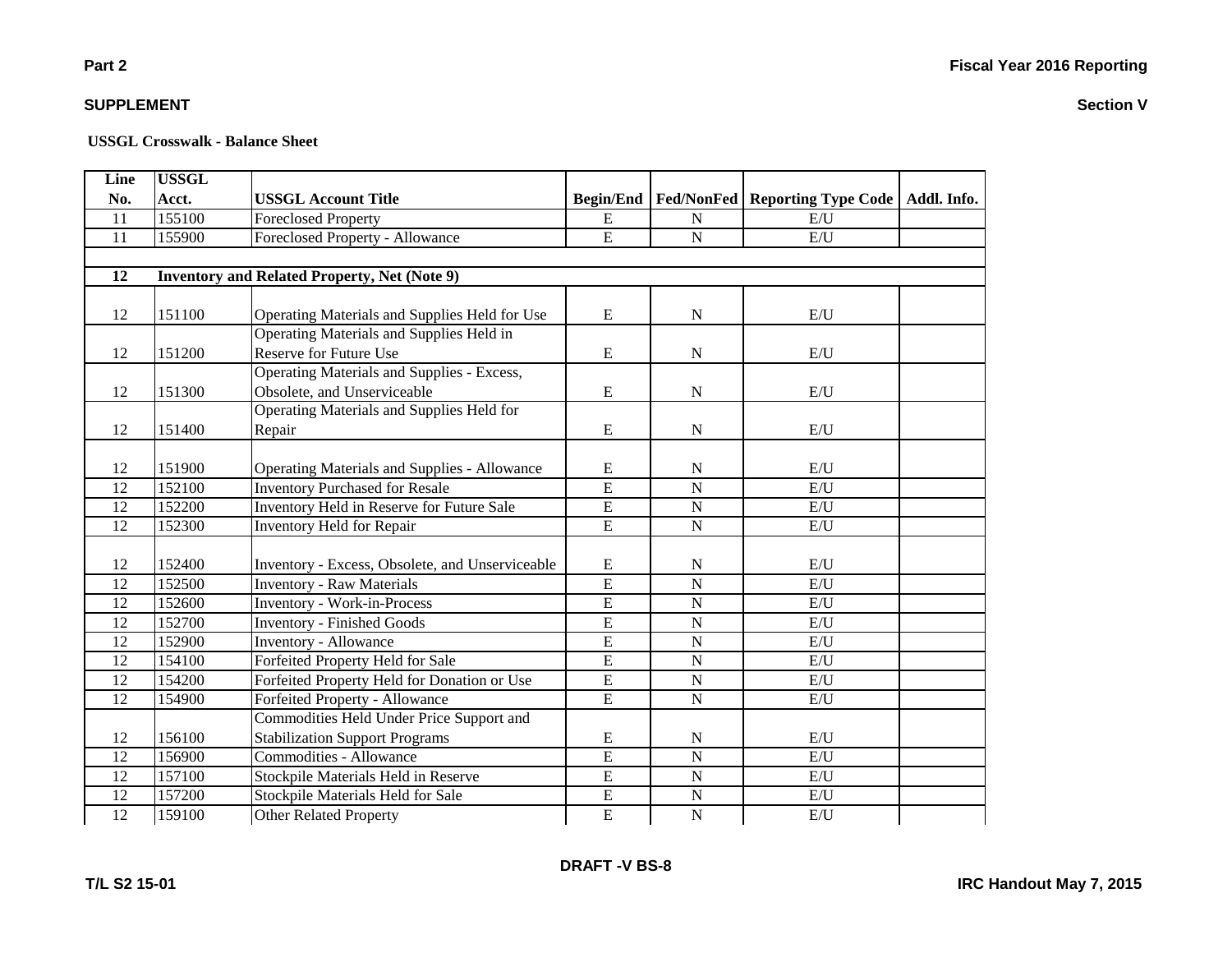**Part 2**

**SUPPLEMENT**

**Fiscal Year 2016 Reporting**

**Section V**

**USSGL Crosswalk - Balance Sheet**

| Line No. | USSGL Acct. | USSGL Account Title | Begin/End | Fed/NonFed | Reporting Type Code | Addl. Info. |
|---|---|---|---|---|---|---|
| 11 | 155100 | Foreclosed Property | E | N | E/U | |
| 11 | 155900 | Foreclosed Property - Allowance | E | N | E/U | |
| | | | | | | |
| **12** | **Inventory and Related Property, Net (Note 9)** | | | | | |
| 12 | 151100 | Operating Materials and Supplies Held for Use | E | N | E/U | |
| 12 | 151200 | Operating Materials and Supplies Held in Reserve for Future Use | E | N | E/U | |
| 12 | 151300 | Operating Materials and Supplies - Excess, Obsolete, and Unserviceable | E | N | E/U | |
| 12 | 151400 | Operating Materials and Supplies Held for Repair | E | N | E/U | |
| 12 | 151900 | Operating Materials and Supplies - Allowance | E | N | E/U | |
| 12 | 152100 | Inventory Purchased for Resale | E | N | E/U | |
| 12 | 152200 | Inventory Held in Reserve for Future Sale | E | N | E/U | |
| 12 | 152300 | Inventory Held for Repair | E | N | E/U | |
| 12 | 152400 | Inventory - Excess, Obsolete, and Unserviceable | E | N | E/U | |
| 12 | 152500 | Inventory - Raw Materials | E | N | E/U | |
| 12 | 152600 | Inventory - Work-in-Process | E | N | E/U | |
| 12 | 152700 | Inventory - Finished Goods | E | N | E/U | |
| 12 | 152900 | Inventory - Allowance | E | N | E/U | |
| 12 | 154100 | Forfeited Property Held for Sale | E | N | E/U | |
| 12 | 154200 | Forfeited Property Held for Donation or Use | E | N | E/U | |
| 12 | 154900 | Forfeited Property - Allowance | E | N | E/U | |
| 12 | 156100 | Commodities Held Under Price Support and Stabilization Support Programs | E | N | E/U | |
| 12 | 156900 | Commodities - Allowance | E | N | E/U | |
| 12 | 157100 | Stockpile Materials Held in Reserve | E | N | E/U | |
| 12 | 157200 | Stockpile Materials Held for Sale | E | N | E/U | |
| 12 | 159100 | Other Related Property | E | N | E/U | |

DRAFT -V BS-8

T/L S2 15-01

IRC Handout May 7, 2015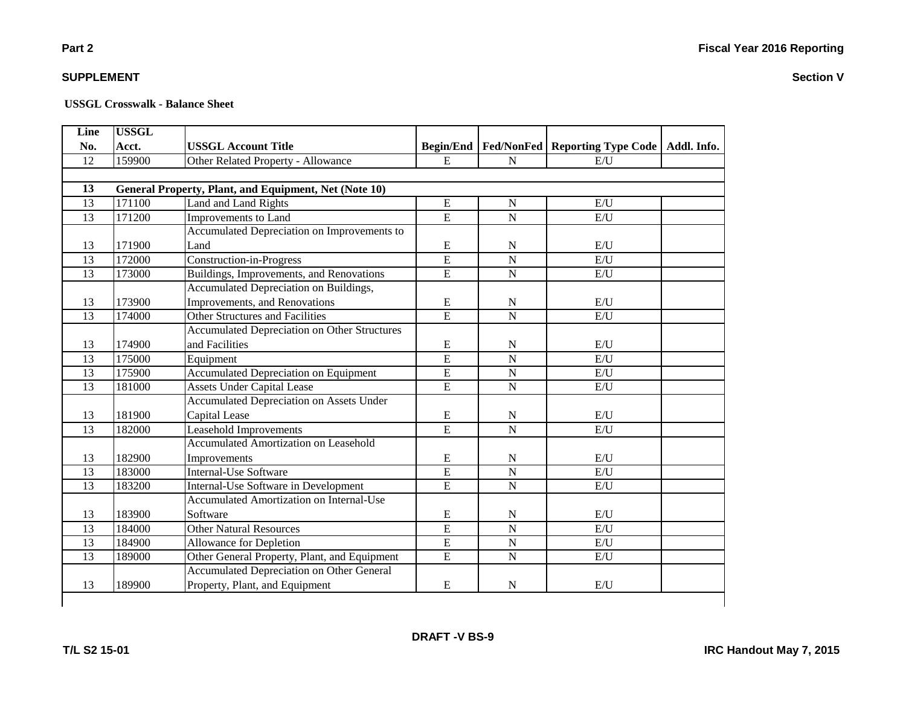**USSGL Crosswalk - Balance Sheet**

| Line No. | USSGL Acct. | USSGL Account Title | Begin/End | Fed/NonFed | Reporting Type Code | Addl. Info. |
|---|---|---|---|---|---|---|
| 12 | 159900 | Other Related Property - Allowance | E | N | E/U | |
| | | | | | | |
| **13** | **General Property, Plant, and Equipment, Net (Note 10)** | | | | | |
| 13 | 171100 | Land and Land Rights | E | N | E/U | |
| 13 | 171200 | Improvements to Land | E | N | E/U | |
| 13 | 171900 | Accumulated Depreciation on Improvements to Land | E | N | E/U | |
| 13 | 172000 | Construction-in-Progress | E | N | E/U | |
| 13 | 173000 | Buildings, Improvements, and Renovations | E | N | E/U | |
| 13 | 173900 | Accumulated Depreciation on Buildings, Improvements, and Renovations | E | N | E/U | |
| 13 | 174000 | Other Structures and Facilities | E | N | E/U | |
| 13 | 174900 | Accumulated Depreciation on Other Structures and Facilities | E | N | E/U | |
| 13 | 175000 | Equipment | E | N | E/U | |
| 13 | 175900 | Accumulated Depreciation on Equipment | E | N | E/U | |
| 13 | 181000 | Assets Under Capital Lease | E | N | E/U | |
| 13 | 181900 | Accumulated Depreciation on Assets Under Capital Lease | E | N | E/U | |
| 13 | 182000 | Leasehold Improvements | E | N | E/U | |
| 13 | 182900 | Accumulated Amortization on Leasehold Improvements | E | N | E/U | |
| 13 | 183000 | Internal-Use Software | E | N | E/U | |
| 13 | 183200 | Internal-Use Software in Development | E | N | E/U | |
| 13 | 183900 | Accumulated Amortization on Internal-Use Software | E | N | E/U | |
| 13 | 184000 | Other Natural Resources | E | N | E/U | |
| 13 | 184900 | Allowance for Depletion | E | N | E/U | |
| 13 | 189000 | Other General Property, Plant, and Equipment | E | N | E/U | |
| 13 | 189900 | Accumulated Depreciation on Other General Property, Plant, and Equipment | E | N | E/U | |

DRAFT -V BS-9

T/L S2 15-01

IRC Handout May 7, 2015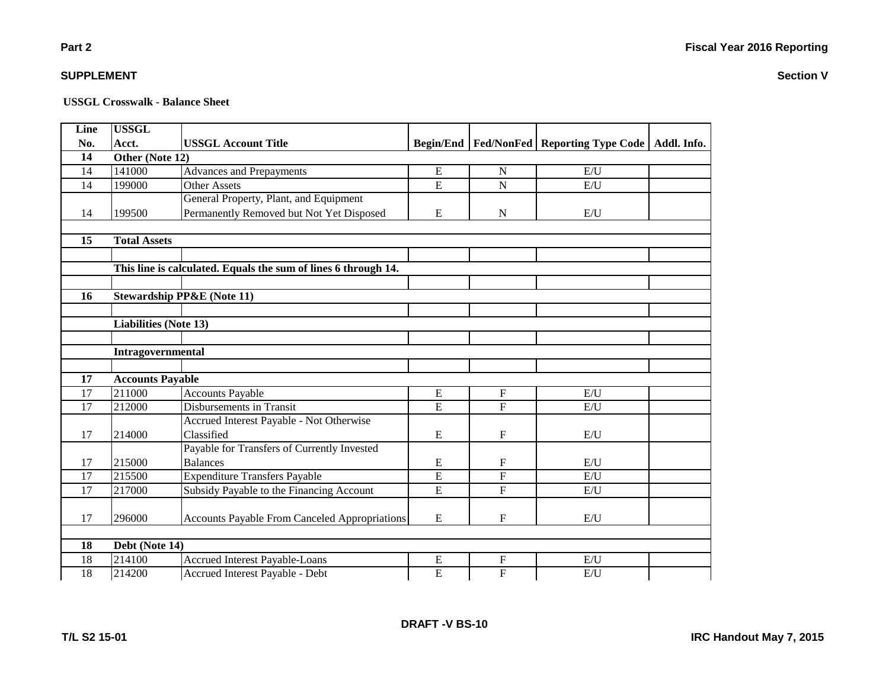**Part 2** **Fiscal Year 2016 Reporting**

**SUPPLEMENT** **Section V**

**USSGL Crosswalk - Balance Sheet**

| Line No. | USSGL Acct. | USSGL Account Title | Begin/End | Fed/NonFed | Reporting Type Code | Addl. Info. |
|---|---|---|---|---|---|---|
| **14** | **Other (Note 12)** | | | | | |
| 14 | 141000 | Advances and Prepayments | E | N | E/U | |
| 14 | 199000 | Other Assets | E | N | E/U | |
| 14 | 199500 | General Property, Plant, and Equipment Permanently Removed but Not Yet Disposed | E | N | E/U | |
| | | | | | | |
| **15** | **Total Assets** | | | | | |
| | | | | | | |
| | **This line is calculated. Equals the sum of lines 6 through 14.** | | | | | |
| | | | | | | |
| **16** | **Stewardship PP&E (Note 11)** | | | | | |
| | | | | | | |
| | **Liabilities (Note 13)** | | | | | |
| | | | | | | |
| | **Intragovernmental** | | | | | |
| | | | | | | |
| **17** | **Accounts Payable** | | | | | |
| 17 | 211000 | Accounts Payable | E | F | E/U | |
| 17 | 212000 | Disbursements in Transit | E | F | E/U | |
| 17 | 214000 | Accrued Interest Payable - Not Otherwise Classified | E | F | E/U | |
| 17 | 215000 | Payable for Transfers of Currently Invested Balances | E | F | E/U | |
| 17 | 215500 | Expenditure Transfers Payable | E | F | E/U | |
| 17 | 217000 | Subsidy Payable to the Financing Account | E | F | E/U | |
| 17 | 296000 | Accounts Payable From Canceled Appropriations | E | F | E/U | |
| | | | | | | |
| **18** | **Debt (Note 14)** | | | | | |
| 18 | 214100 | Accrued Interest Payable-Loans | E | F | E/U | |
| 18 | 214200 | Accrued Interest Payable - Debt | E | F | E/U | |

DRAFT -V BS-10

T/L S2 15-01 IRC Handout May 7, 2015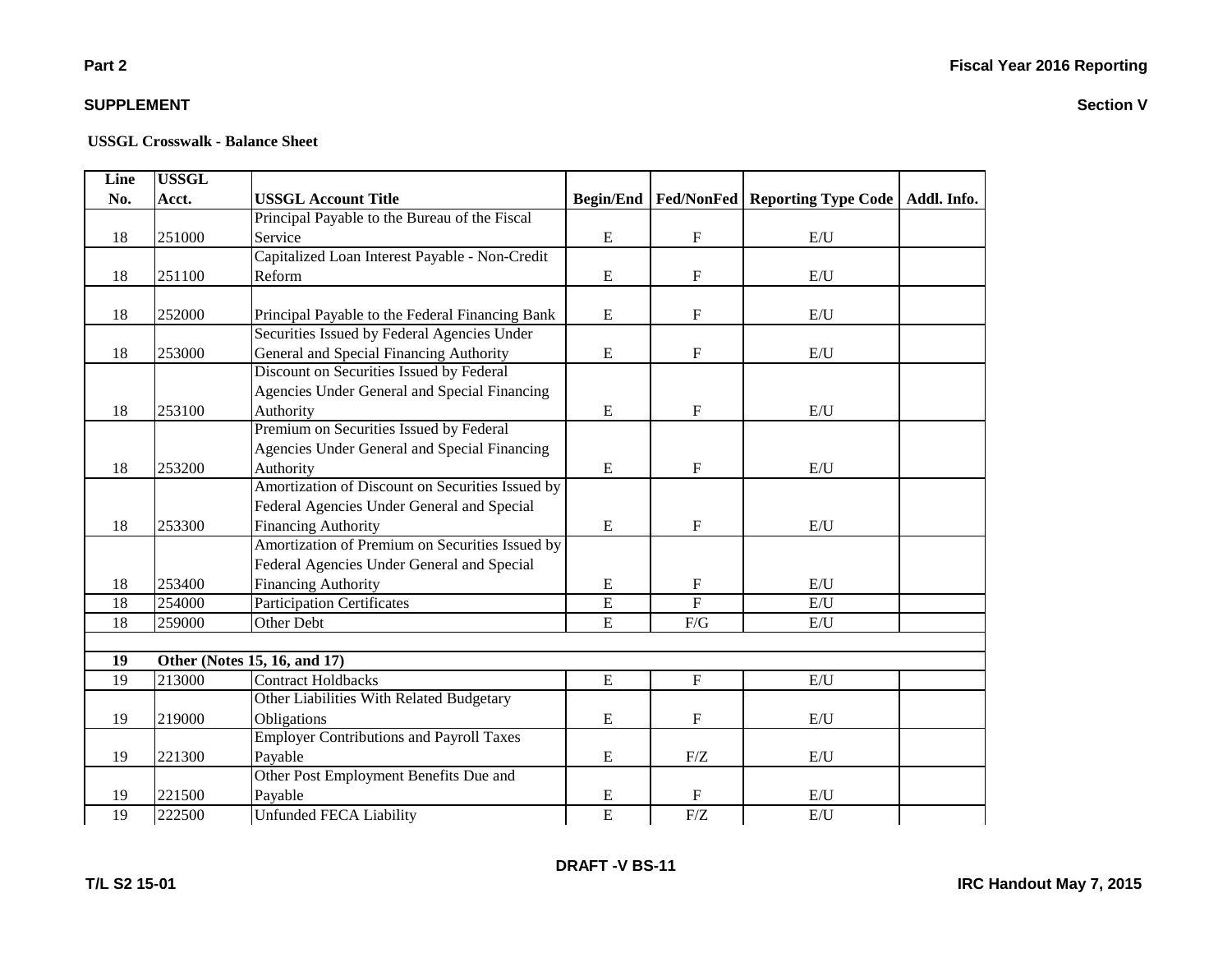**USSGL Crosswalk - Balance Sheet**

| Line No. | USSGL Acct. | USSGL Account Title | Begin/End | Fed/NonFed | Reporting Type Code | Addl. Info. |
|---|---|---|---|---|---|---|
| 18 | 251000 | Principal Payable to the Bureau of the Fiscal Service | E | F | E/U | |
| 18 | 251100 | Capitalized Loan Interest Payable - Non-Credit Reform | E | F | E/U | |
| 18 | 252000 | Principal Payable to the Federal Financing Bank | E | F | E/U | |
| 18 | 253000 | Securities Issued by Federal Agencies Under General and Special Financing Authority | E | F | E/U | |
| 18 | 253100 | Discount on Securities Issued by Federal Agencies Under General and Special Financing Authority | E | F | E/U | |
| 18 | 253200 | Premium on Securities Issued by Federal Agencies Under General and Special Financing Authority | E | F | E/U | |
| 18 | 253300 | Amortization of Discount on Securities Issued by Federal Agencies Under General and Special Financing Authority | E | F | E/U | |
| 18 | 253400 | Amortization of Premium on Securities Issued by Federal Agencies Under General and Special Financing Authority | E | F | E/U | |
| 18 | 254000 | Participation Certificates | E | F | E/U | |
| 18 | 259000 | Other Debt | E | F/G | E/U | |
| | | | | | | |
| **19** | **Other (Notes 15, 16, and 17)** | | | | | |
| 19 | 213000 | Contract Holdbacks | E | F | E/U | |
| 19 | 219000 | Other Liabilities With Related Budgetary Obligations | E | F | E/U | |
| 19 | 221300 | Employer Contributions and Payroll Taxes Payable | E | F/Z | E/U | |
| 19 | 221500 | Other Post Employment Benefits Due and Payable | E | F | E/U | |
| 19 | 222500 | Unfunded FECA Liability | E | F/Z | E/U | |

DRAFT -V BS-11

T/L S2 15-01

IRC Handout May 7, 2015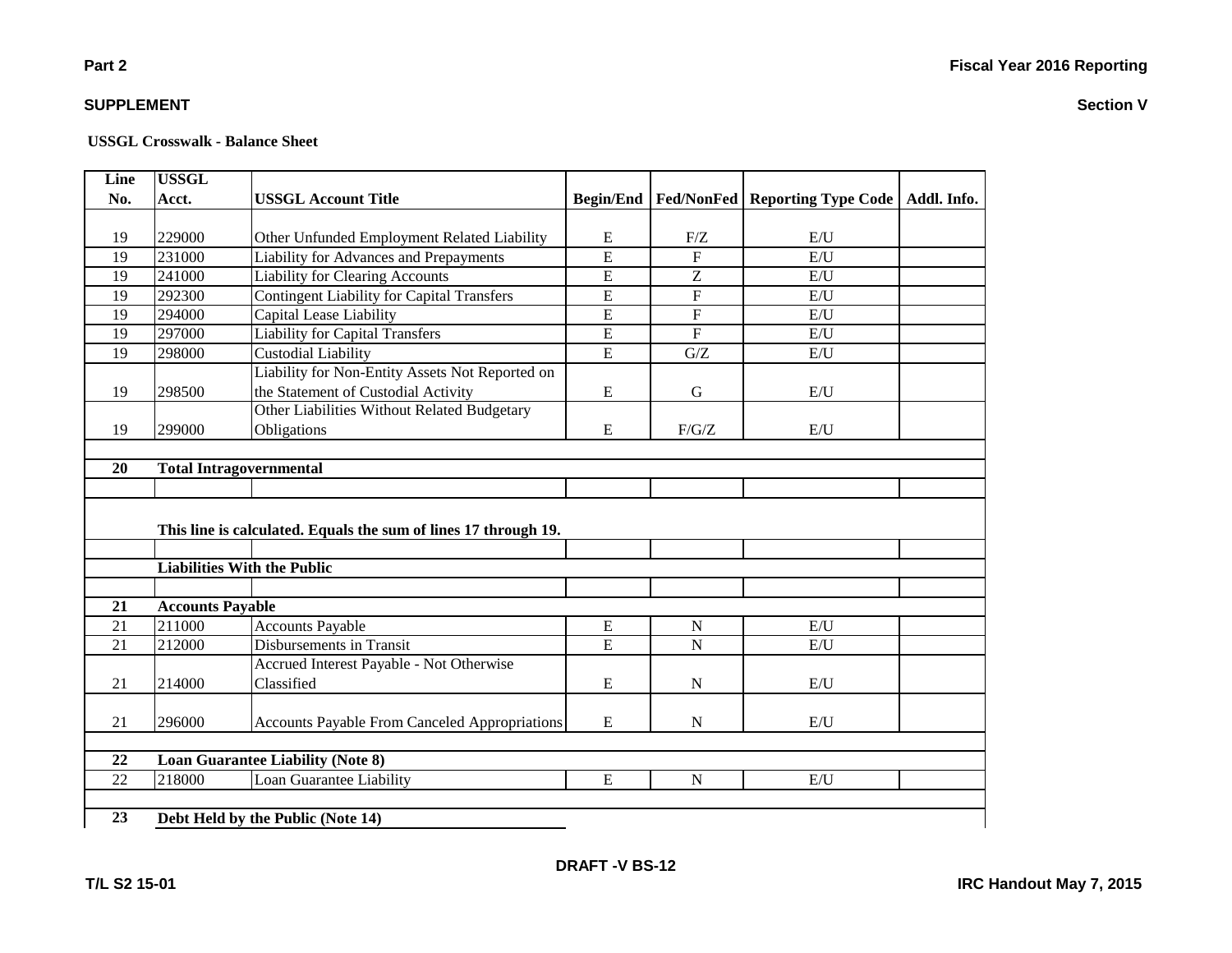**Part 2** **Fiscal Year 2016 Reporting**

**SUPPLEMENT** **Section V**

**USSGL Crosswalk - Balance Sheet**

| Line No. | USSGL Acct. | USSGL Account Title | Begin/End | Fed/NonFed | Reporting Type Code | Addl. Info. |
|---|---|---|---|---|---|---|
| 19 | 229000 | Other Unfunded Employment Related Liability | E | F/Z | E/U | |
| 19 | 231000 | Liability for Advances and Prepayments | E | F | E/U | |
| 19 | 241000 | Liability for Clearing Accounts | E | Z | E/U | |
| 19 | 292300 | Contingent Liability for Capital Transfers | E | F | E/U | |
| 19 | 294000 | Capital Lease Liability | E | F | E/U | |
| 19 | 297000 | Liability for Capital Transfers | E | F | E/U | |
| 19 | 298000 | Custodial Liability | E | G/Z | E/U | |
| 19 | 298500 | Liability for Non-Entity Assets Not Reported on the Statement of Custodial Activity | E | G | E/U | |
| 19 | 299000 | Other Liabilities Without Related Budgetary Obligations | E | F/G/Z | E/U | |
| | | | | | | |
| **20** | **Total Intragovernmental** | | | | | |
| | | | | | | |
| | **This line is calculated. Equals the sum of lines 17 through 19.** | | | | | |
| | | | | | | |
| | **Liabilities With the Public** | | | | | |
| | | | | | | |
| **21** | **Accounts Payable** | | | | | |
| 21 | 211000 | Accounts Payable | E | N | E/U | |
| 21 | 212000 | Disbursements in Transit | E | N | E/U | |
| 21 | 214000 | Accrued Interest Payable - Not Otherwise Classified | E | N | E/U | |
| 21 | 296000 | Accounts Payable From Canceled Appropriations | E | N | E/U | |
| | | | | | | |
| **22** | **Loan Guarantee Liability (Note 8)** | | | | | |
| 22 | 218000 | Loan Guarantee Liability | E | N | E/U | |
| | | | | | | |
| **23** | **Debt Held by the Public (Note 14)** | | | | | |

DRAFT -V BS-12

T/L S2 15-01 IRC Handout May 7, 2015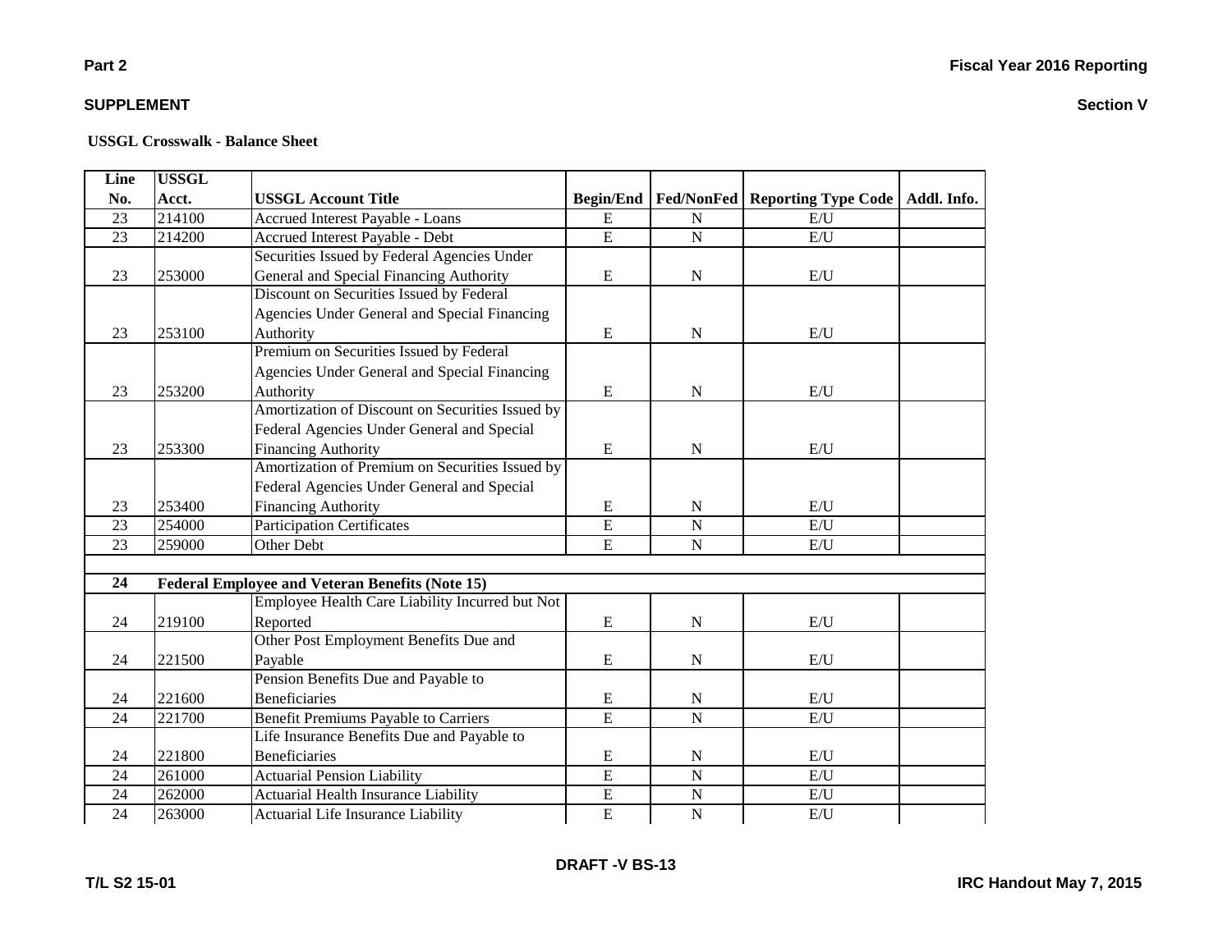**Part 2**

**SUPPLEMENT**

**Fiscal Year 2016 Reporting**

**Section V**

**USSGL Crosswalk - Balance Sheet**

| Line No. | USSGL Acct. | USSGL Account Title | Begin/End | Fed/NonFed | Reporting Type Code | Addl. Info. |
|---|---|---|---|---|---|---|
| 23 | 214100 | Accrued Interest Payable - Loans | E | N | E/U | |
| 23 | 214200 | Accrued Interest Payable - Debt | E | N | E/U | |
| 23 | 253000 | Securities Issued by Federal Agencies Under General and Special Financing Authority | E | N | E/U | |
| 23 | 253100 | Discount on Securities Issued by Federal Agencies Under General and Special Financing Authority | E | N | E/U | |
| 23 | 253200 | Premium on Securities Issued by Federal Agencies Under General and Special Financing Authority | E | N | E/U | |
| 23 | 253300 | Amortization of Discount on Securities Issued by Federal Agencies Under General and Special Financing Authority | E | N | E/U | |
| 23 | 253400 | Amortization of Premium on Securities Issued by Federal Agencies Under General and Special Financing Authority | E | N | E/U | |
| 23 | 254000 | Participation Certificates | E | N | E/U | |
| 23 | 259000 | Other Debt | E | N | E/U | |
| | | | | | | |
| **24** | **Federal Employee and Veteran Benefits (Note 15)** | | | | | |
| 24 | 219100 | Employee Health Care Liability Incurred but Not Reported | E | N | E/U | |
| 24 | 221500 | Other Post Employment Benefits Due and Payable | E | N | E/U | |
| 24 | 221600 | Pension Benefits Due and Payable to Beneficiaries | E | N | E/U | |
| 24 | 221700 | Benefit Premiums Payable to Carriers | E | N | E/U | |
| 24 | 221800 | Life Insurance Benefits Due and Payable to Beneficiaries | E | N | E/U | |
| 24 | 261000 | Actuarial Pension Liability | E | N | E/U | |
| 24 | 262000 | Actuarial Health Insurance Liability | E | N | E/U | |
| 24 | 263000 | Actuarial Life Insurance Liability | E | N | E/U | |

**DRAFT -V BS-13**

**T/L S2 15-01**

**IRC Handout May 7, 2015**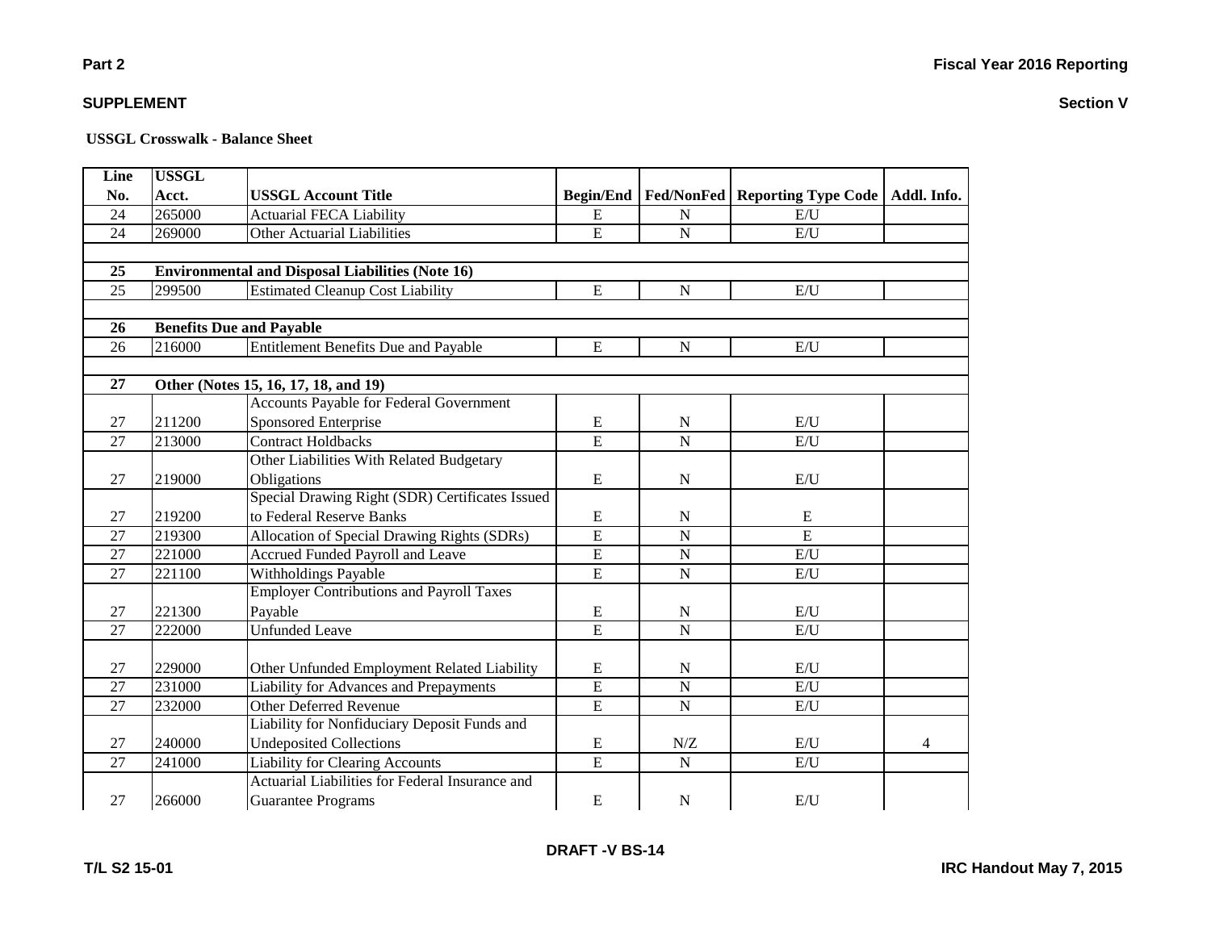## Part 2

## SUPPLEMENT

### USSGL Crosswalk - Balance Sheet

| Line No. | USSGL Acct. | USSGL Account Title | Begin/End | Fed/NonFed | Reporting Type Code | Addl. Info. |
|---|---|---|---|---|---|---|
| 24 | 265000 | Actuarial FECA Liability | E | N | E/U | |
| 24 | 269000 | Other Actuarial Liabilities | E | N | E/U | |
| | | | | | | |
| **25** | **Environmental and Disposal Liabilities (Note 16)** | | | | | |
| 25 | 299500 | Estimated Cleanup Cost Liability | E | N | E/U | |
| | | | | | | |
| **26** | **Benefits Due and Payable** | | | | | |
| 26 | 216000 | Entitlement Benefits Due and Payable | E | N | E/U | |
| | | | | | | |
| **27** | **Other (Notes 15, 16, 17, 18, and 19)** | | | | | |
| 27 | 211200 | Accounts Payable for Federal Government Sponsored Enterprise | E | N | E/U | |
| 27 | 213000 | Contract Holdbacks | E | N | E/U | |
| 27 | 219000 | Other Liabilities With Related Budgetary Obligations | E | N | E/U | |
| 27 | 219200 | Special Drawing Right (SDR) Certificates Issued to Federal Reserve Banks | E | N | E | |
| 27 | 219300 | Allocation of Special Drawing Rights (SDRs) | E | N | E | |
| 27 | 221000 | Accrued Funded Payroll and Leave | E | N | E/U | |
| 27 | 221100 | Withholdings Payable | E | N | E/U | |
| 27 | 221300 | Employer Contributions and Payroll Taxes Payable | E | N | E/U | |
| 27 | 222000 | Unfunded Leave | E | N | E/U | |
| 27 | 229000 | Other Unfunded Employment Related Liability | E | N | E/U | |
| 27 | 231000 | Liability for Advances and Prepayments | E | N | E/U | |
| 27 | 232000 | Other Deferred Revenue | E | N | E/U | |
| 27 | 240000 | Liability for Nonfiduciary Deposit Funds and Undeposited Collections | E | N/Z | E/U | 4 |
| 27 | 241000 | Liability for Clearing Accounts | E | N | E/U | |
| 27 | 266000 | Actuarial Liabilities for Federal Insurance and Guarantee Programs | E | N | E/U | |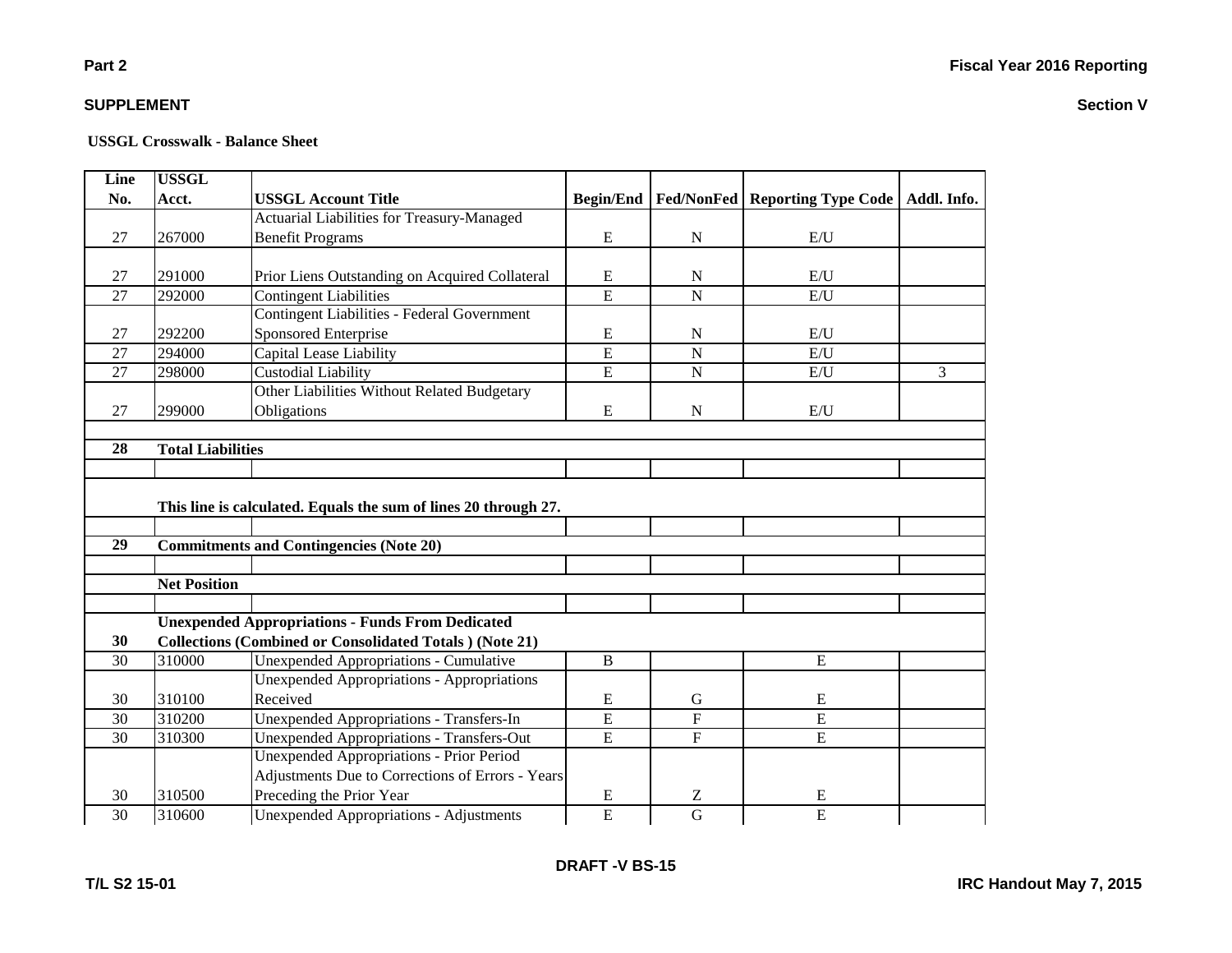### USSGL Crosswalk - Balance Sheet

| Line No. | USSGL Acct. | USSGL Account Title | Begin/End | Fed/NonFed | Reporting Type Code | Addl. Info. |
|---|---|---|---|---|---|---|
| 27 | 267000 | Actuarial Liabilities for Treasury-Managed Benefit Programs | E | N | E/U | |
| 27 | 291000 | Prior Liens Outstanding on Acquired Collateral | E | N | E/U | |
| 27 | 292000 | Contingent Liabilities | E | N | E/U | |
| 27 | 292200 | Contingent Liabilities - Federal Government Sponsored Enterprise | E | N | E/U | |
| 27 | 294000 | Capital Lease Liability | E | N | E/U | |
| 27 | 298000 | Custodial Liability | E | N | E/U | 3 |
| 27 | 299000 | Other Liabilities Without Related Budgetary Obligations | E | N | E/U | |
| | | | | | | |
| **28** | **Total Liabilities** | | | | | |
| | | | | | | |
| | **This line is calculated. Equals the sum of lines 20 through 27.** | | | | | |
| | | | | | | |
| **29** | **Commitments and Contingencies (Note 20)** | | | | | |
| | | | | | | |
| | **Net Position** | | | | | |
| | | | | | | |
| **30** | **Unexpended Appropriations - Funds From Dedicated Collections (Combined or Consolidated Totals ) (Note 21)** | | | | | |
| 30 | 310000 | Unexpended Appropriations - Cumulative | B | | E | |
| 30 | 310100 | Unexpended Appropriations - Appropriations Received | E | G | E | |
| 30 | 310200 | Unexpended Appropriations - Transfers-In | E | F | E | |
| 30 | 310300 | Unexpended Appropriations - Transfers-Out | E | F | E | |
| 30 | 310500 | Unexpended Appropriations - Prior Period Adjustments Due to Corrections of Errors - Years Preceding the Prior Year | E | Z | E | |
| 30 | 310600 | Unexpended Appropriations - Adjustments | E | G | E | |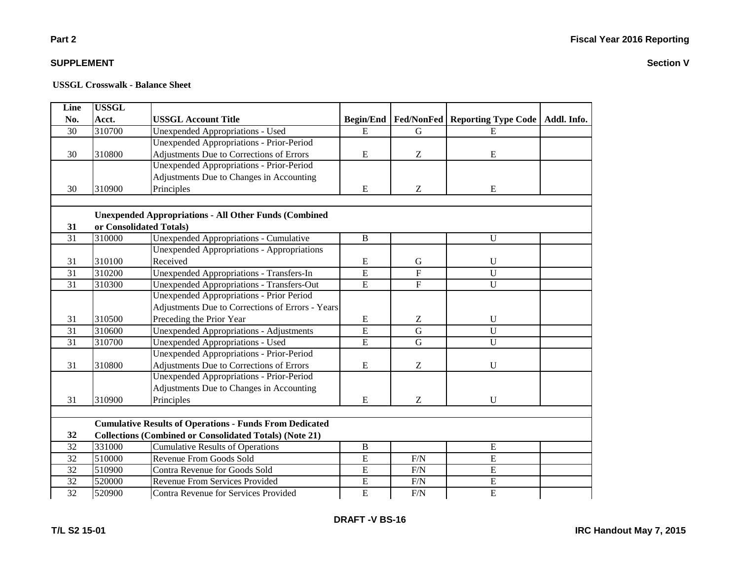**Part 2** | **Fiscal Year 2016 Reporting**

**SUPPLEMENT** | **Section V**

**USSGL Crosswalk - Balance Sheet**

| Line No. | USSGL Acct. | USSGL Account Title | Begin/End | Fed/NonFed | Reporting Type Code | Addl. Info. |
|---|---|---|---|---|---|---|
| 30 | 310700 | Unexpended Appropriations - Used | E | G | E | |
| 30 | 310800 | Unexpended Appropriations - Prior-Period Adjustments Due to Corrections of Errors | E | Z | E | |
| 30 | 310900 | Unexpended Appropriations - Prior-Period Adjustments Due to Changes in Accounting Principles | E | Z | E | |
| | | | | | | |
| **31** | **Unexpended Appropriations - All Other Funds (Combined or Consolidated Totals)** | | | | | |
| 31 | 310000 | Unexpended Appropriations - Cumulative | B | | U | |
| 31 | 310100 | Unexpended Appropriations - Appropriations Received | E | G | U | |
| 31 | 310200 | Unexpended Appropriations - Transfers-In | E | F | U | |
| 31 | 310300 | Unexpended Appropriations - Transfers-Out | E | F | U | |
| 31 | 310500 | Unexpended Appropriations - Prior Period Adjustments Due to Corrections of Errors - Years Preceding the Prior Year | E | Z | U | |
| 31 | 310600 | Unexpended Appropriations - Adjustments | E | G | U | |
| 31 | 310700 | Unexpended Appropriations - Used | E | G | U | |
| 31 | 310800 | Unexpended Appropriations - Prior-Period Adjustments Due to Corrections of Errors | E | Z | U | |
| 31 | 310900 | Unexpended Appropriations - Prior-Period Adjustments Due to Changes in Accounting Principles | E | Z | U | |
| | | | | | | |
| **32** | **Cumulative Results of Operations - Funds From Dedicated Collections (Combined or Consolidated Totals) (Note 21)** | | | | | |
| 32 | 331000 | Cumulative Results of Operations | B | | E | |
| 32 | 510000 | Revenue From Goods Sold | E | F/N | E | |
| 32 | 510900 | Contra Revenue for Goods Sold | E | F/N | E | |
| 32 | 520000 | Revenue From Services Provided | E | F/N | E | |
| 32 | 520900 | Contra Revenue for Services Provided | E | F/N | E | |

DRAFT -V BS-16

T/L S2 15-01 | IRC Handout May 7, 2015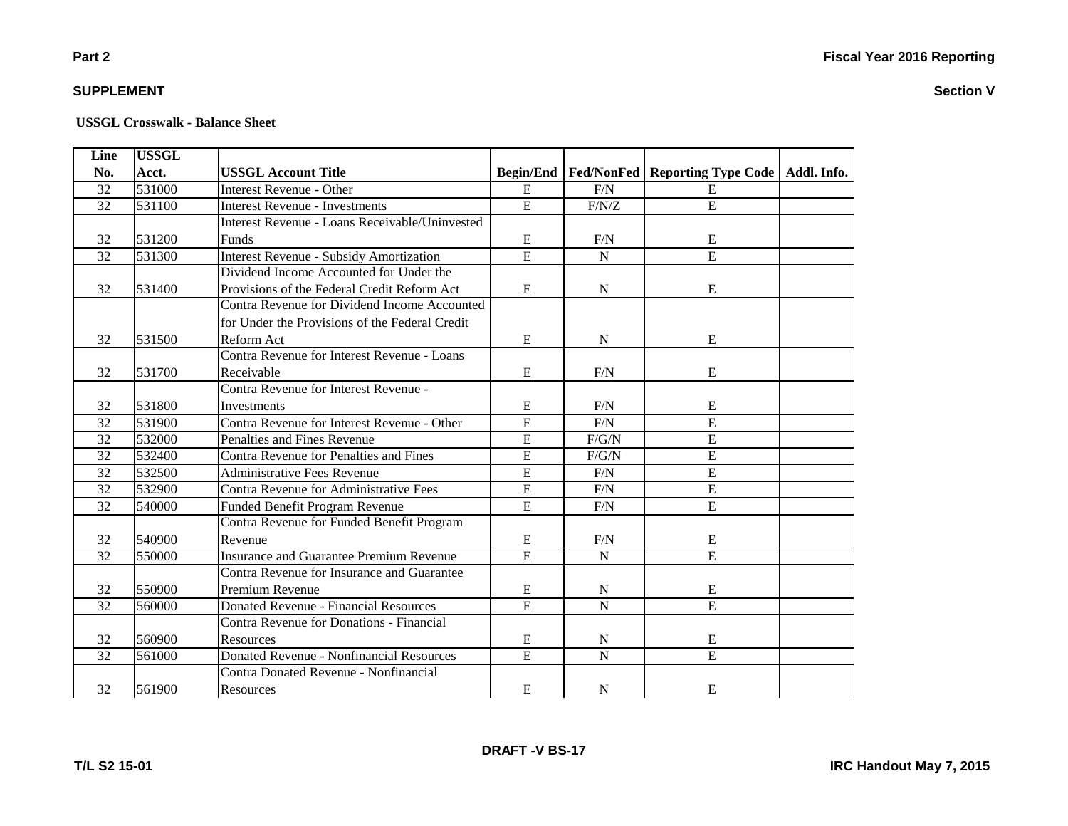**Part 2**

**Fiscal Year 2016 Reporting**

**SUPPLEMENT**

**Section V**

**USSGL Crosswalk - Balance Sheet**

| Line No. | USSGL Acct. | USSGL Account Title | Begin/End | Fed/NonFed | Reporting Type Code | Addl. Info. |
|---|---|---|---|---|---|---|
| 32 | 531000 | Interest Revenue - Other | E | F/N | E | |
| 32 | 531100 | Interest Revenue - Investments | E | F/N/Z | E | |
| 32 | 531200 | Interest Revenue - Loans Receivable/Uninvested Funds | E | F/N | E | |
| 32 | 531300 | Interest Revenue - Subsidy Amortization | E | N | E | |
| 32 | 531400 | Dividend Income Accounted for Under the Provisions of the Federal Credit Reform Act | E | N | E | |
| 32 | 531500 | Contra Revenue for Dividend Income Accounted for Under the Provisions of the Federal Credit Reform Act | E | N | E | |
| 32 | 531700 | Contra Revenue for Interest Revenue - Loans Receivable | E | F/N | E | |
| 32 | 531800 | Contra Revenue for Interest Revenue - Investments | E | F/N | E | |
| 32 | 531900 | Contra Revenue for Interest Revenue - Other | E | F/N | E | |
| 32 | 532000 | Penalties and Fines Revenue | E | F/G/N | E | |
| 32 | 532400 | Contra Revenue for Penalties and Fines | E | F/G/N | E | |
| 32 | 532500 | Administrative Fees Revenue | E | F/N | E | |
| 32 | 532900 | Contra Revenue for Administrative Fees | E | F/N | E | |
| 32 | 540000 | Funded Benefit Program Revenue | E | F/N | E | |
| 32 | 540900 | Contra Revenue for Funded Benefit Program Revenue | E | F/N | E | |
| 32 | 550000 | Insurance and Guarantee Premium Revenue | E | N | E | |
| 32 | 550900 | Contra Revenue for Insurance and Guarantee Premium Revenue | E | N | E | |
| 32 | 560000 | Donated Revenue - Financial Resources | E | N | E | |
| 32 | 560900 | Contra Revenue for Donations - Financial Resources | E | N | E | |
| 32 | 561000 | Donated Revenue - Nonfinancial Resources | E | N | E | |
| 32 | 561900 | Contra Donated Revenue - Nonfinancial Resources | E | N | E | |

DRAFT -V BS-17

T/L S2 15-01

IRC Handout May 7, 2015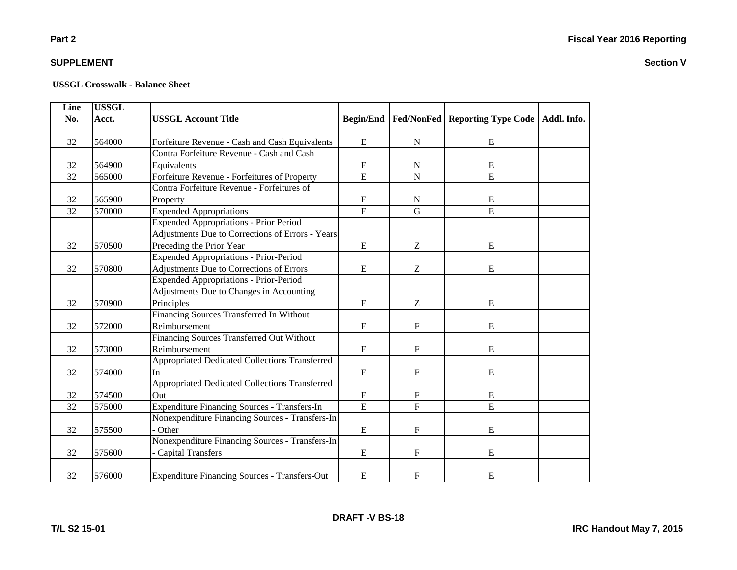**Part 2**

**SUPPLEMENT**

**Fiscal Year 2016 Reporting**

**Section V**

**USSGL Crosswalk - Balance Sheet**

| Line No. | USSGL Acct. | USSGL Account Title | Begin/End | Fed/NonFed | Reporting Type Code | Addl. Info. |
|---|---|---|---|---|---|---|
| 32 | 564000 | Forfeiture Revenue - Cash and Cash Equivalents | E | N | E | |
| 32 | 564900 | Contra Forfeiture Revenue - Cash and Cash Equivalents | E | N | E | |
| 32 | 565000 | Forfeiture Revenue - Forfeitures of Property | E | N | E | |
| 32 | 565900 | Contra Forfeiture Revenue - Forfeitures of Property | E | N | E | |
| 32 | 570000 | Expended Appropriations | E | G | E | |
| 32 | 570500 | Expended Appropriations - Prior Period Adjustments Due to Corrections of Errors - Years Preceding the Prior Year | E | Z | E | |
| 32 | 570800 | Expended Appropriations - Prior-Period Adjustments Due to Corrections of Errors | E | Z | E | |
| 32 | 570900 | Expended Appropriations - Prior-Period Adjustments Due to Changes in Accounting Principles | E | Z | E | |
| 32 | 572000 | Financing Sources Transferred In Without Reimbursement | E | F | E | |
| 32 | 573000 | Financing Sources Transferred Out Without Reimbursement | E | F | E | |
| 32 | 574000 | Appropriated Dedicated Collections Transferred In | E | F | E | |
| 32 | 574500 | Appropriated Dedicated Collections Transferred Out | E | F | E | |
| 32 | 575000 | Expenditure Financing Sources - Transfers-In | E | F | E | |
| 32 | 575500 | Nonexpenditure Financing Sources - Transfers-In - Other | E | F | E | |
| 32 | 575600 | Nonexpenditure Financing Sources - Transfers-In - Capital Transfers | E | F | E | |
| 32 | 576000 | Expenditure Financing Sources - Transfers-Out | E | F | E | |

DRAFT -V BS-18

T/L S2 15-01

IRC Handout May 7, 2015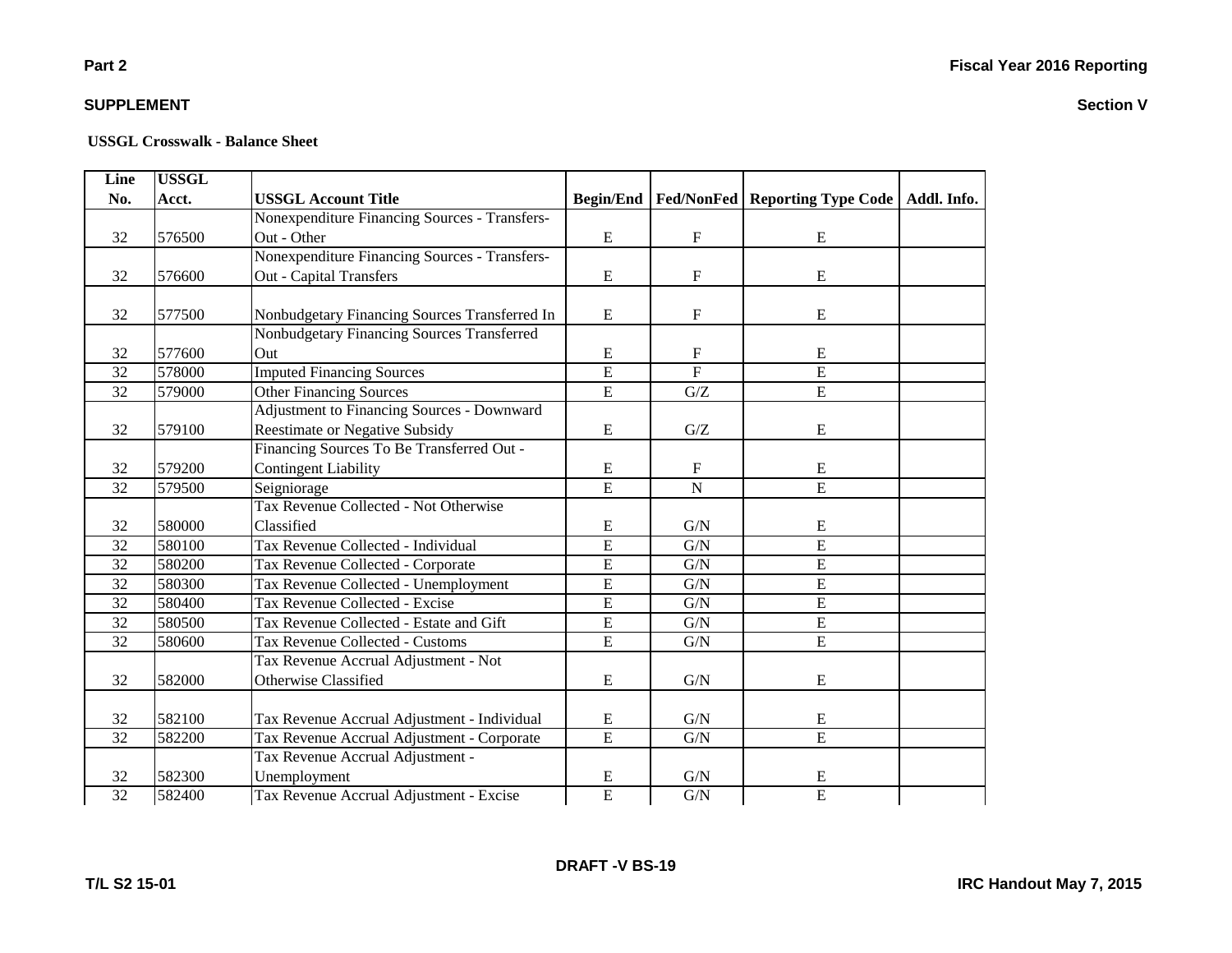**Part 2**

**SUPPLEMENT**

**Section V**

**USSGL Crosswalk - Balance Sheet**

| Line No. | USSGL Acct. | USSGL Account Title | Begin/End | Fed/NonFed | Reporting Type Code | Addl. Info. |
|---|---|---|---|---|---|---|
| 32 | 576500 | Nonexpenditure Financing Sources - Transfers-Out - Other | E | F | E | |
| 32 | 576600 | Nonexpenditure Financing Sources - Transfers-Out - Capital Transfers | E | F | E | |
| 32 | 577500 | Nonbudgetary Financing Sources Transferred In | E | F | E | |
| 32 | 577600 | Nonbudgetary Financing Sources Transferred Out | E | F | E | |
| 32 | 578000 | Imputed Financing Sources | E | F | E | |
| 32 | 579000 | Other Financing Sources | E | G/Z | E | |
| 32 | 579100 | Adjustment to Financing Sources - Downward Reestimate or Negative Subsidy | E | G/Z | E | |
| 32 | 579200 | Financing Sources To Be Transferred Out - Contingent Liability | E | F | E | |
| 32 | 579500 | Seigniorage | E | N | E | |
| 32 | 580000 | Tax Revenue Collected - Not Otherwise Classified | E | G/N | E | |
| 32 | 580100 | Tax Revenue Collected - Individual | E | G/N | E | |
| 32 | 580200 | Tax Revenue Collected - Corporate | E | G/N | E | |
| 32 | 580300 | Tax Revenue Collected - Unemployment | E | G/N | E | |
| 32 | 580400 | Tax Revenue Collected - Excise | E | G/N | E | |
| 32 | 580500 | Tax Revenue Collected - Estate and Gift | E | G/N | E | |
| 32 | 580600 | Tax Revenue Collected - Customs | E | G/N | E | |
| 32 | 582000 | Tax Revenue Accrual Adjustment - Not Otherwise Classified | E | G/N | E | |
| 32 | 582100 | Tax Revenue Accrual Adjustment - Individual | E | G/N | E | |
| 32 | 582200 | Tax Revenue Accrual Adjustment - Corporate | E | G/N | E | |
| 32 | 582300 | Tax Revenue Accrual Adjustment - Unemployment | E | G/N | E | |
| 32 | 582400 | Tax Revenue Accrual Adjustment - Excise | E | G/N | E | |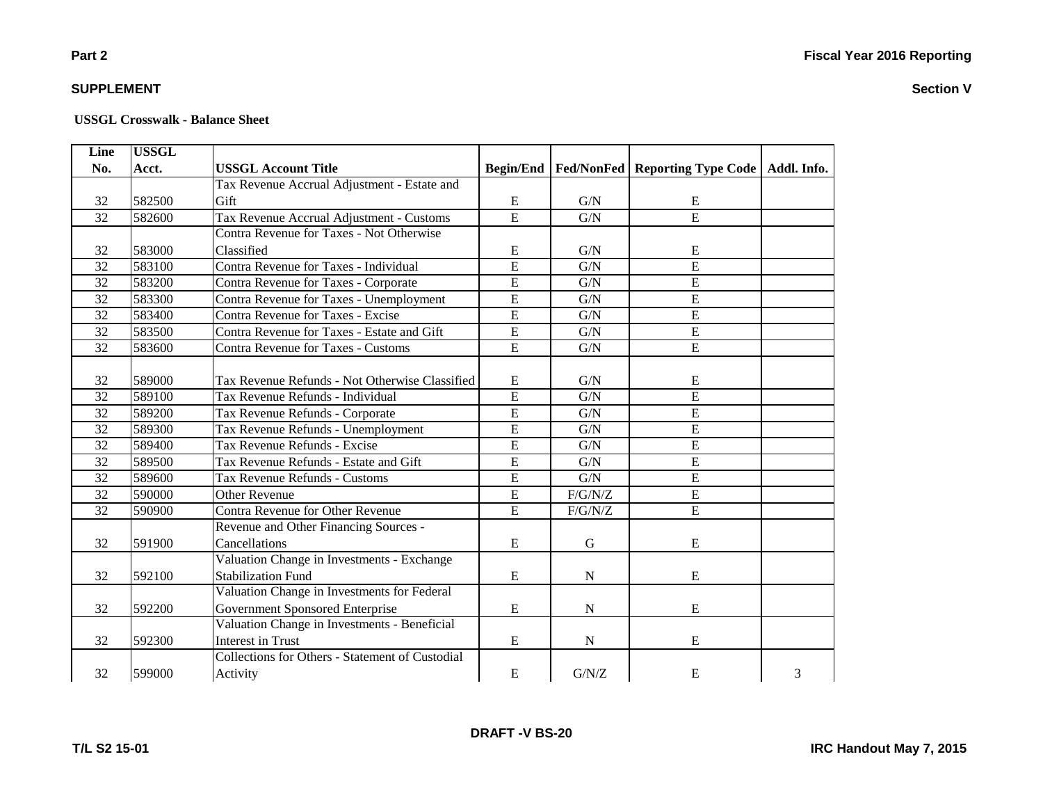**Part 2**

**SUPPLEMENT**

**Fiscal Year 2016 Reporting**

**Section V**

**USSGL Crosswalk - Balance Sheet**

| Line No. | USSGL Acct. | USSGL Account Title | Begin/End | Fed/NonFed | Reporting Type Code | Addl. Info. |
|---|---|---|---|---|---|---|
| 32 | 582500 | Tax Revenue Accrual Adjustment - Estate and Gift | E | G/N | E | |
| 32 | 582600 | Tax Revenue Accrual Adjustment - Customs | E | G/N | E | |
| 32 | 583000 | Contra Revenue for Taxes - Not Otherwise Classified | E | G/N | E | |
| 32 | 583100 | Contra Revenue for Taxes - Individual | E | G/N | E | |
| 32 | 583200 | Contra Revenue for Taxes - Corporate | E | G/N | E | |
| 32 | 583300 | Contra Revenue for Taxes - Unemployment | E | G/N | E | |
| 32 | 583400 | Contra Revenue for Taxes - Excise | E | G/N | E | |
| 32 | 583500 | Contra Revenue for Taxes - Estate and Gift | E | G/N | E | |
| 32 | 583600 | Contra Revenue for Taxes - Customs | E | G/N | E | |
| 32 | 589000 | Tax Revenue Refunds - Not Otherwise Classified | E | G/N | E | |
| 32 | 589100 | Tax Revenue Refunds - Individual | E | G/N | E | |
| 32 | 589200 | Tax Revenue Refunds - Corporate | E | G/N | E | |
| 32 | 589300 | Tax Revenue Refunds - Unemployment | E | G/N | E | |
| 32 | 589400 | Tax Revenue Refunds - Excise | E | G/N | E | |
| 32 | 589500 | Tax Revenue Refunds - Estate and Gift | E | G/N | E | |
| 32 | 589600 | Tax Revenue Refunds - Customs | E | G/N | E | |
| 32 | 590000 | Other Revenue | E | F/G/N/Z | E | |
| 32 | 590900 | Contra Revenue for Other Revenue | E | F/G/N/Z | E | |
| 32 | 591900 | Revenue and Other Financing Sources - Cancellations | E | G | E | |
| 32 | 592100 | Valuation Change in Investments - Exchange Stabilization Fund | E | N | E | |
| 32 | 592200 | Valuation Change in Investments for Federal Government Sponsored Enterprise | E | N | E | |
| 32 | 592300 | Valuation Change in Investments - Beneficial Interest in Trust | E | N | E | |
| 32 | 599000 | Collections for Others - Statement of Custodial Activity | E | G/N/Z | E | 3 |

DRAFT -V BS-20

T/L S2 15-01

IRC Handout May 7, 2015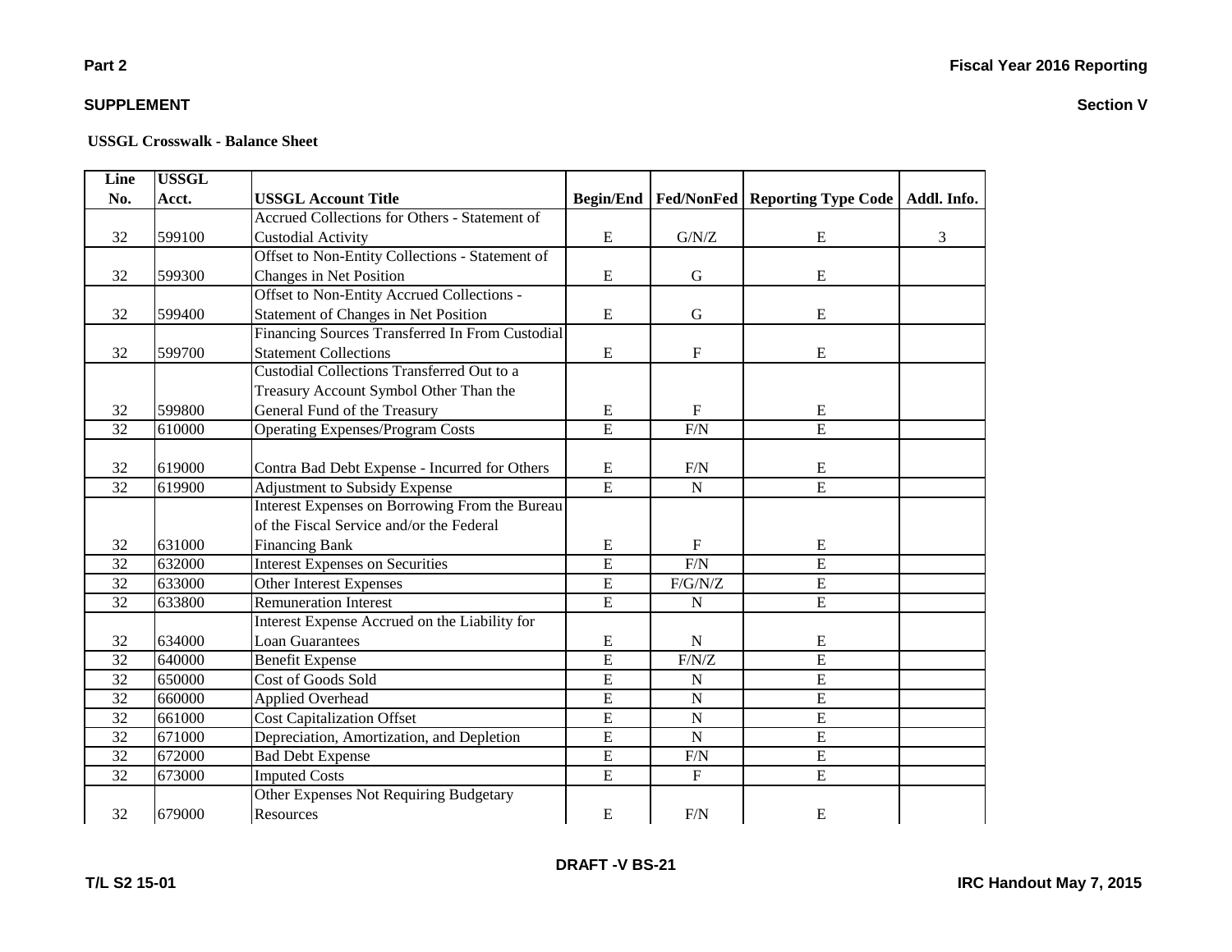**Part 2**

**SUPPLEMENT**

**Fiscal Year 2016 Reporting**

**Section V**

**USSGL Crosswalk - Balance Sheet**

| Line No. | USSGL Acct. | USSGL Account Title | Begin/End | Fed/NonFed | Reporting Type Code | Addl. Info. |
|---|---|---|---|---|---|---|
| 32 | 599100 | Accrued Collections for Others - Statement of Custodial Activity | E | G/N/Z | E | 3 |
| 32 | 599300 | Offset to Non-Entity Collections - Statement of Changes in Net Position | E | G | E | |
| 32 | 599400 | Offset to Non-Entity Accrued Collections - Statement of Changes in Net Position | E | G | E | |
| 32 | 599700 | Financing Sources Transferred In From Custodial Statement Collections | E | F | E | |
| 32 | 599800 | Custodial Collections Transferred Out to a Treasury Account Symbol Other Than the General Fund of the Treasury | E | F | E | |
| 32 | 610000 | Operating Expenses/Program Costs | E | F/N | E | |
| 32 | 619000 | Contra Bad Debt Expense - Incurred for Others | E | F/N | E | |
| 32 | 619900 | Adjustment to Subsidy Expense | E | N | E | |
| 32 | 631000 | Interest Expenses on Borrowing From the Bureau of the Fiscal Service and/or the Federal Financing Bank | E | F | E | |
| 32 | 632000 | Interest Expenses on Securities | E | F/N | E | |
| 32 | 633000 | Other Interest Expenses | E | F/G/N/Z | E | |
| 32 | 633800 | Remuneration Interest | E | N | E | |
| 32 | 634000 | Interest Expense Accrued on the Liability for Loan Guarantees | E | N | E | |
| 32 | 640000 | Benefit Expense | E | F/N/Z | E | |
| 32 | 650000 | Cost of Goods Sold | E | N | E | |
| 32 | 660000 | Applied Overhead | E | N | E | |
| 32 | 661000 | Cost Capitalization Offset | E | N | E | |
| 32 | 671000 | Depreciation, Amortization, and Depletion | E | N | E | |
| 32 | 672000 | Bad Debt Expense | E | F/N | E | |
| 32 | 673000 | Imputed Costs | E | F | E | |
| 32 | 679000 | Other Expenses Not Requiring Budgetary Resources | E | F/N | E | |

DRAFT -V BS-21

T/L S2 15-01

IRC Handout May 7, 2015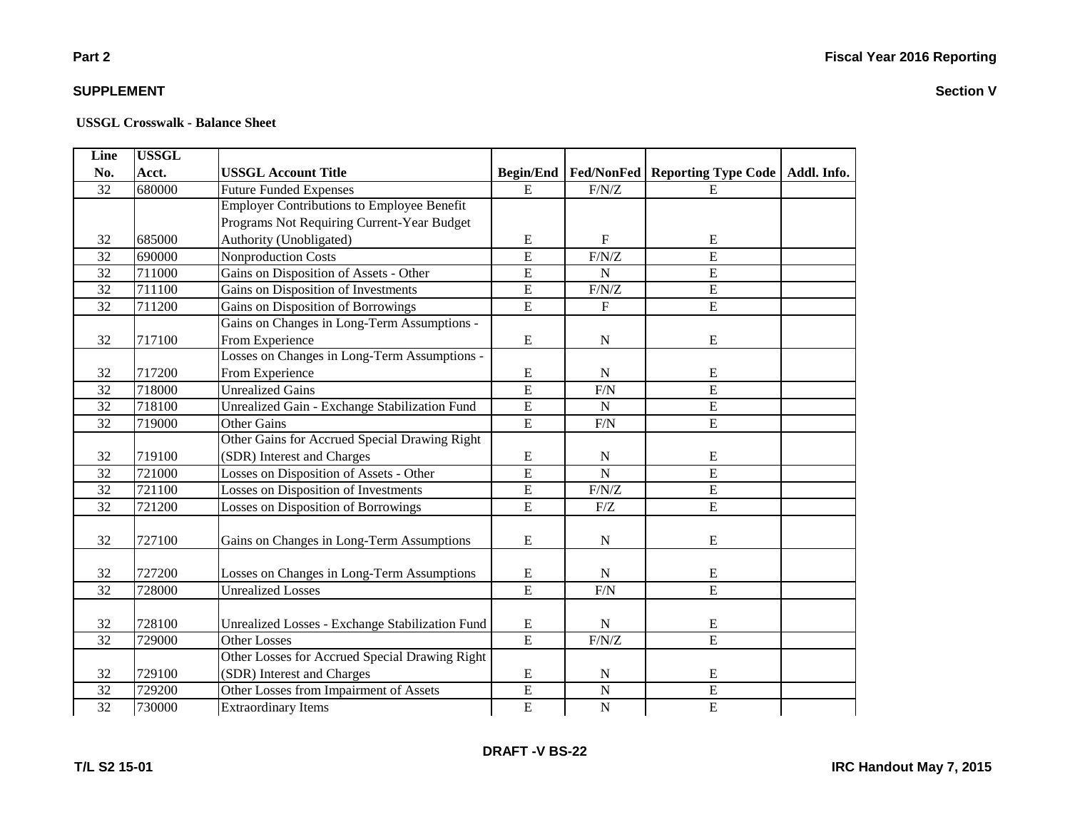**Part 2**

**SUPPLEMENT**

**USSGL Crosswalk - Balance Sheet**

| Line No. | USSGL Acct. | USSGL Account Title | Begin/End | Fed/NonFed | Reporting Type Code | Addl. Info. |
|---|---|---|---|---|---|---|
| 32 | 680000 | Future Funded Expenses | E | F/N/Z | E | |
| 32 | 685000 | Employer Contributions to Employee Benefit Programs Not Requiring Current-Year Budget Authority (Unobligated) | E | F | E | |
| 32 | 690000 | Nonproduction Costs | E | F/N/Z | E | |
| 32 | 711000 | Gains on Disposition of Assets - Other | E | N | E | |
| 32 | 711100 | Gains on Disposition of Investments | E | F/N/Z | E | |
| 32 | 711200 | Gains on Disposition of Borrowings | E | F | E | |
| 32 | 717100 | Gains on Changes in Long-Term Assumptions - From Experience | E | N | E | |
| 32 | 717200 | Losses on Changes in Long-Term Assumptions - From Experience | E | N | E | |
| 32 | 718000 | Unrealized Gains | E | F/N | E | |
| 32 | 718100 | Unrealized Gain - Exchange Stabilization Fund | E | N | E | |
| 32 | 719000 | Other Gains | E | F/N | E | |
| 32 | 719100 | Other Gains for Accrued Special Drawing Right (SDR) Interest and Charges | E | N | E | |
| 32 | 721000 | Losses on Disposition of Assets - Other | E | N | E | |
| 32 | 721100 | Losses on Disposition of Investments | E | F/N/Z | E | |
| 32 | 721200 | Losses on Disposition of Borrowings | E | F/Z | E | |
| 32 | 727100 | Gains on Changes in Long-Term Assumptions | E | N | E | |
| 32 | 727200 | Losses on Changes in Long-Term Assumptions | E | N | E | |
| 32 | 728000 | Unrealized Losses | E | F/N | E | |
| 32 | 728100 | Unrealized Losses - Exchange Stabilization Fund | E | N | E | |
| 32 | 729000 | Other Losses | E | F/N/Z | E | |
| 32 | 729100 | Other Losses for Accrued Special Drawing Right (SDR) Interest and Charges | E | N | E | |
| 32 | 729200 | Other Losses from Impairment of Assets | E | N | E | |
| 32 | 730000 | Extraordinary Items | E | N | E | |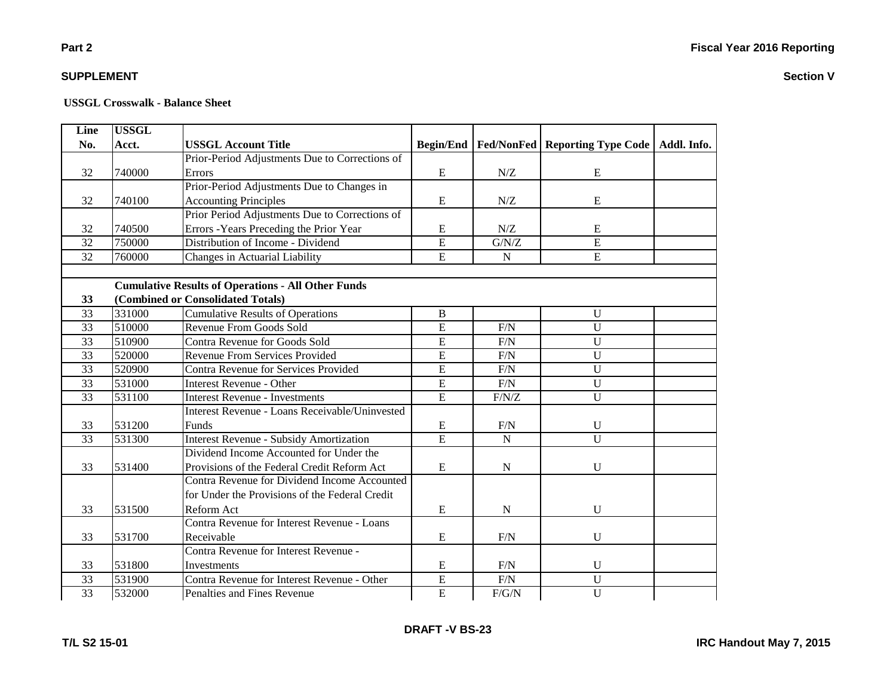**USSGL Crosswalk - Balance Sheet**

| Line No. | USSGL Acct. | USSGL Account Title | Begin/End | Fed/NonFed | Reporting Type Code | Addl. Info. |
|---|---|---|---|---|---|---|
| 32 | 740000 | Prior-Period Adjustments Due to Corrections of Errors | E | N/Z | E | |
| 32 | 740100 | Prior-Period Adjustments Due to Changes in Accounting Principles | E | N/Z | E | |
| 32 | 740500 | Prior Period Adjustments Due to Corrections of Errors -Years Preceding the Prior Year | E | N/Z | E | |
| 32 | 750000 | Distribution of Income - Dividend | E | G/N/Z | E | |
| 32 | 760000 | Changes in Actuarial Liability | E | N | E | |
| | | | | | | |
| **33** | **Cumulative Results of Operations - All Other Funds (Combined or Consolidated Totals)** | | | | | |
| 33 | 331000 | Cumulative Results of Operations | B | | U | |
| 33 | 510000 | Revenue From Goods Sold | E | F/N | U | |
| 33 | 510900 | Contra Revenue for Goods Sold | E | F/N | U | |
| 33 | 520000 | Revenue From Services Provided | E | F/N | U | |
| 33 | 520900 | Contra Revenue for Services Provided | E | F/N | U | |
| 33 | 531000 | Interest Revenue - Other | E | F/N | U | |
| 33 | 531100 | Interest Revenue - Investments | E | F/N/Z | U | |
| 33 | 531200 | Interest Revenue - Loans Receivable/Uninvested Funds | E | F/N | U | |
| 33 | 531300 | Interest Revenue - Subsidy Amortization | E | N | U | |
| 33 | 531400 | Dividend Income Accounted for Under the Provisions of the Federal Credit Reform Act | E | N | U | |
| 33 | 531500 | Contra Revenue for Dividend Income Accounted for Under the Provisions of the Federal Credit Reform Act | E | N | U | |
| 33 | 531700 | Contra Revenue for Interest Revenue - Loans Receivable | E | F/N | U | |
| 33 | 531800 | Contra Revenue for Interest Revenue - Investments | E | F/N | U | |
| 33 | 531900 | Contra Revenue for Interest Revenue - Other | E | F/N | U | |
| 33 | 532000 | Penalties and Fines Revenue | E | F/G/N | U | |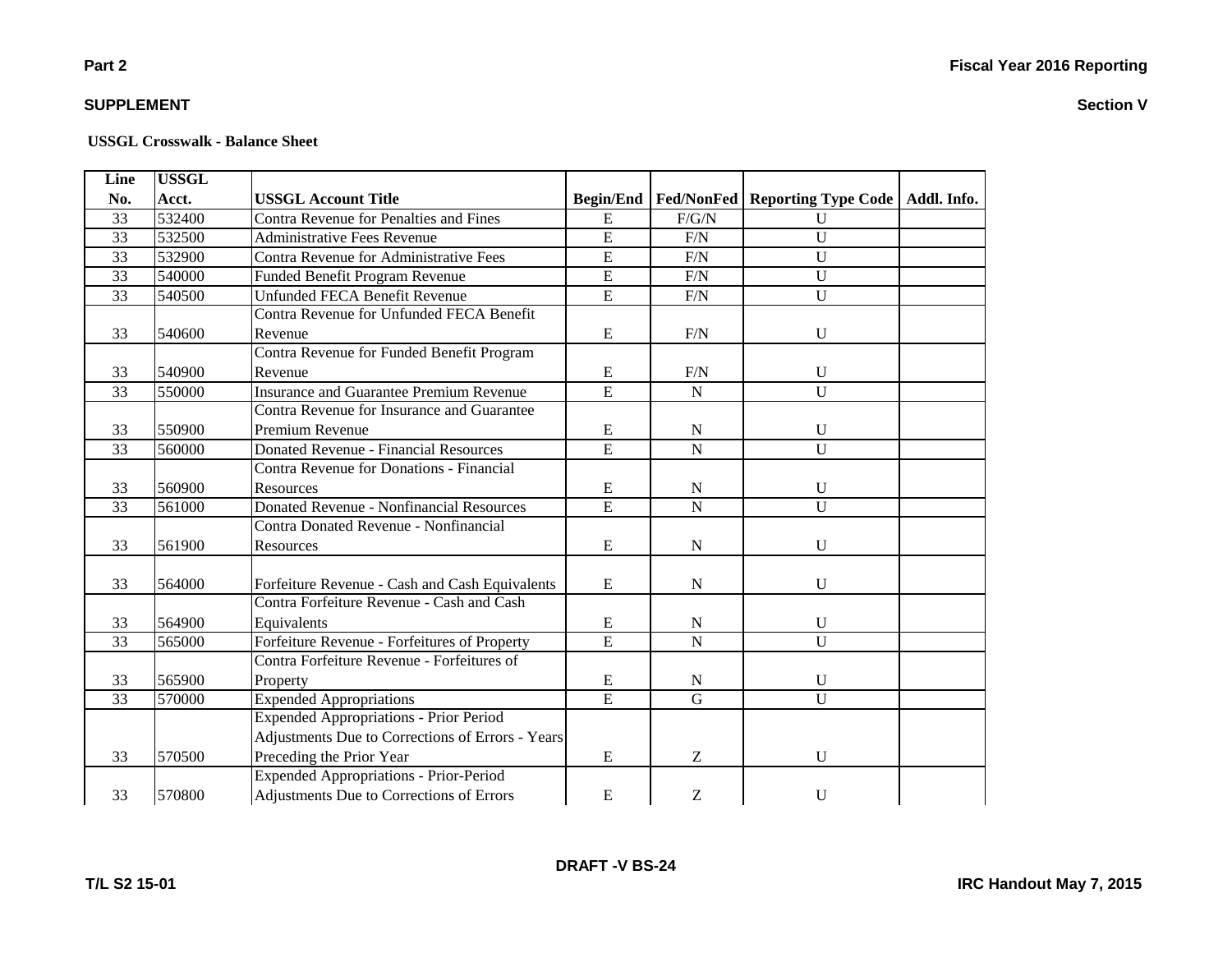**Part 2** 

**SUPPLEMENT** 

**USSGL Crosswalk - Balance Sheet**

| Line No. | USSGL Acct. | USSGL Account Title | Begin/End | Fed/NonFed | Reporting Type Code | Addl. Info. |
|---|---|---|---|---|---|---|
| 33 | 532400 | Contra Revenue for Penalties and Fines | E | F/G/N | U | |
| 33 | 532500 | Administrative Fees Revenue | E | F/N | U | |
| 33 | 532900 | Contra Revenue for Administrative Fees | E | F/N | U | |
| 33 | 540000 | Funded Benefit Program Revenue | E | F/N | U | |
| 33 | 540500 | Unfunded FECA Benefit Revenue | E | F/N | U | |
| 33 | 540600 | Contra Revenue for Unfunded FECA Benefit Revenue | E | F/N | U | |
| 33 | 540900 | Contra Revenue for Funded Benefit Program Revenue | E | F/N | U | |
| 33 | 550000 | Insurance and Guarantee Premium Revenue | E | N | U | |
| 33 | 550900 | Contra Revenue for Insurance and Guarantee Premium Revenue | E | N | U | |
| 33 | 560000 | Donated Revenue - Financial Resources | E | N | U | |
| 33 | 560900 | Contra Revenue for Donations - Financial Resources | E | N | U | |
| 33 | 561000 | Donated Revenue - Nonfinancial Resources | E | N | U | |
| 33 | 561900 | Contra Donated Revenue - Nonfinancial Resources | E | N | U | |
| 33 | 564000 | Forfeiture Revenue - Cash and Cash Equivalents | E | N | U | |
| 33 | 564900 | Contra Forfeiture Revenue - Cash and Cash Equivalents | E | N | U | |
| 33 | 565000 | Forfeiture Revenue - Forfeitures of Property | E | N | U | |
| 33 | 565900 | Contra Forfeiture Revenue - Forfeitures of Property | E | N | U | |
| 33 | 570000 | Expended Appropriations | E | G | U | |
| 33 | 570500 | Expended Appropriations - Prior Period Adjustments Due to Corrections of Errors - Years Preceding the Prior Year | E | Z | U | |
| 33 | 570800 | Expended Appropriations - Prior-Period Adjustments Due to Corrections of Errors | E | Z | U | |

DRAFT -V BS-24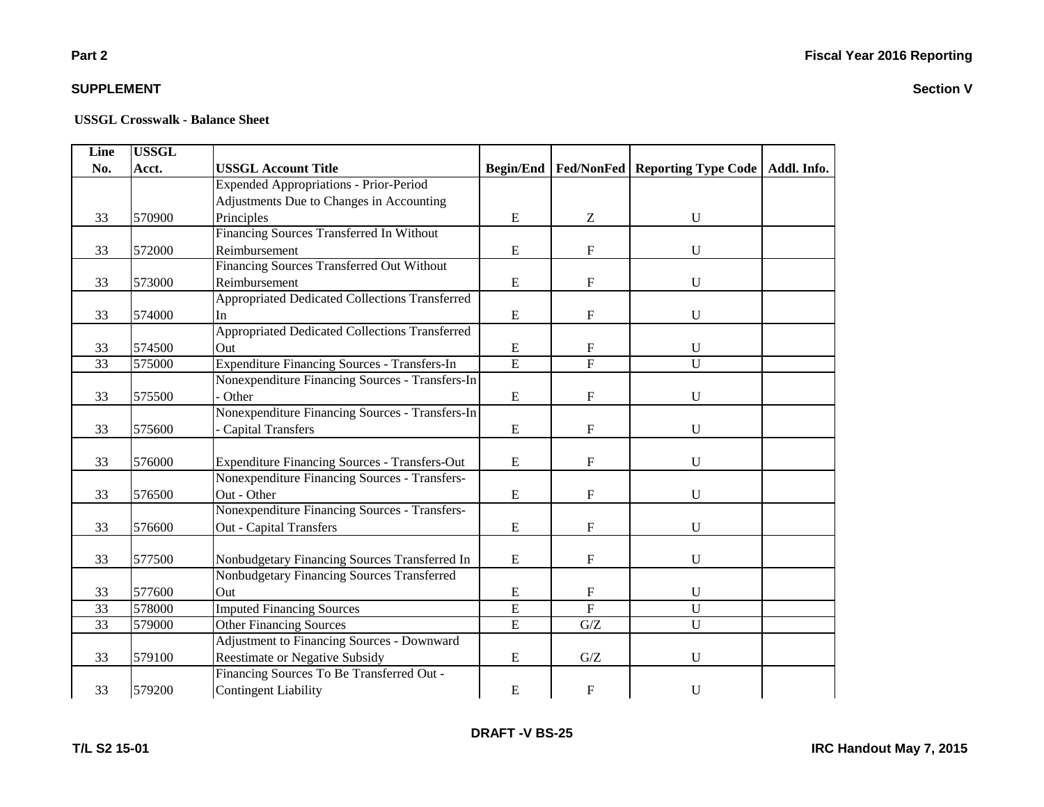**USSGL Crosswalk - Balance Sheet**

| Line No. | USSGL Acct. | USSGL Account Title | Begin/End | Fed/NonFed | Reporting Type Code | Addl. Info. |
|---|---|---|---|---|---|---|
| 33 | 570900 | Expended Appropriations - Prior-Period Adjustments Due to Changes in Accounting Principles | E | Z | U | |
| 33 | 572000 | Financing Sources Transferred In Without Reimbursement | E | F | U | |
| 33 | 573000 | Financing Sources Transferred Out Without Reimbursement | E | F | U | |
| 33 | 574000 | Appropriated Dedicated Collections Transferred In | E | F | U | |
| 33 | 574500 | Appropriated Dedicated Collections Transferred Out | E | F | U | |
| 33 | 575000 | Expenditure Financing Sources - Transfers-In | E | F | U | |
| 33 | 575500 | Nonexpenditure Financing Sources - Transfers-In - Other | E | F | U | |
| 33 | 575600 | Nonexpenditure Financing Sources - Transfers-In - Capital Transfers | E | F | U | |
| 33 | 576000 | Expenditure Financing Sources - Transfers-Out | E | F | U | |
| 33 | 576500 | Nonexpenditure Financing Sources - Transfers-Out - Other | E | F | U | |
| 33 | 576600 | Nonexpenditure Financing Sources - Transfers-Out - Capital Transfers | E | F | U | |
| 33 | 577500 | Nonbudgetary Financing Sources Transferred In | E | F | U | |
| 33 | 577600 | Nonbudgetary Financing Sources Transferred Out | E | F | U | |
| 33 | 578000 | Imputed Financing Sources | E | F | U | |
| 33 | 579000 | Other Financing Sources | E | G/Z | U | |
| 33 | 579100 | Adjustment to Financing Sources - Downward Reestimate or Negative Subsidy | E | G/Z | U | |
| 33 | 579200 | Financing Sources To Be Transferred Out - Contingent Liability | E | F | U | |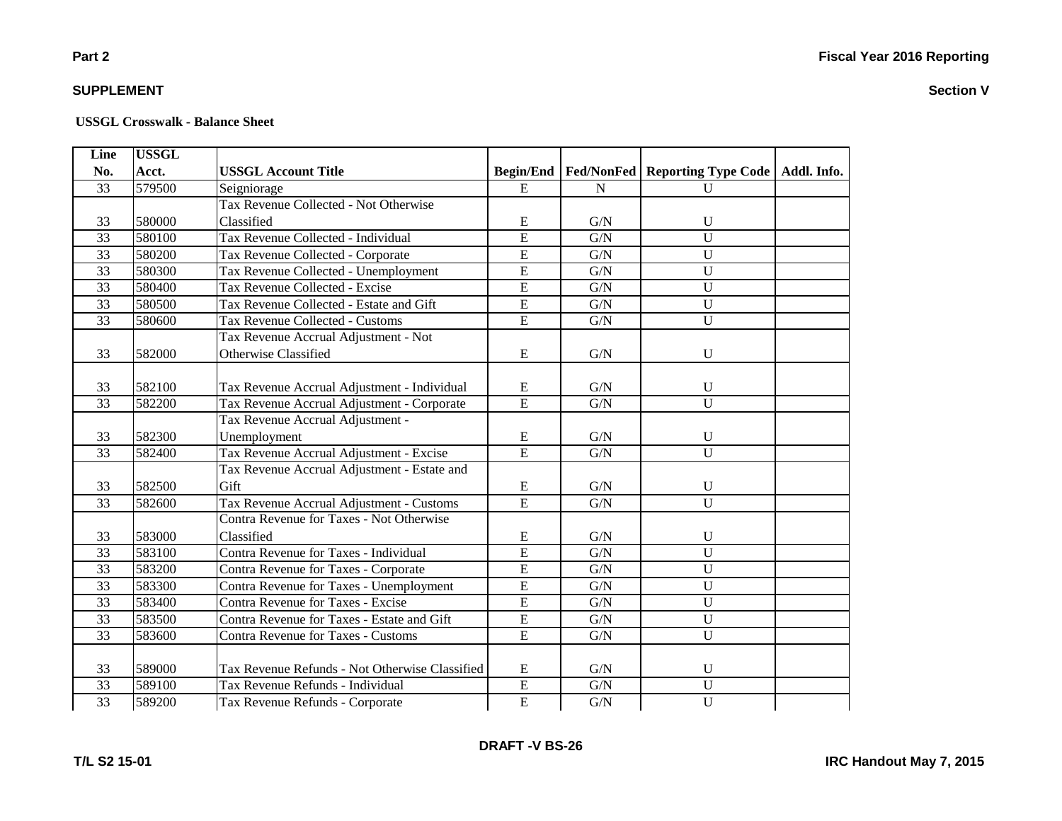**Part 2**

**Fiscal Year 2016 Reporting**

**SUPPLEMENT**

**Section V**

**USSGL Crosswalk - Balance Sheet**

| Line No. | USSGL Acct. | USSGL Account Title | Begin/End | Fed/NonFed | Reporting Type Code | Addl. Info. |
|---|---|---|---|---|---|---|
| 33 | 579500 | Seigniorage | E | N | U | |
| 33 | 580000 | Tax Revenue Collected - Not Otherwise Classified | E | G/N | U | |
| 33 | 580100 | Tax Revenue Collected - Individual | E | G/N | U | |
| 33 | 580200 | Tax Revenue Collected - Corporate | E | G/N | U | |
| 33 | 580300 | Tax Revenue Collected - Unemployment | E | G/N | U | |
| 33 | 580400 | Tax Revenue Collected - Excise | E | G/N | U | |
| 33 | 580500 | Tax Revenue Collected - Estate and Gift | E | G/N | U | |
| 33 | 580600 | Tax Revenue Collected - Customs | E | G/N | U | |
| 33 | 582000 | Tax Revenue Accrual Adjustment - Not Otherwise Classified | E | G/N | U | |
| 33 | 582100 | Tax Revenue Accrual Adjustment - Individual | E | G/N | U | |
| 33 | 582200 | Tax Revenue Accrual Adjustment - Corporate | E | G/N | U | |
| 33 | 582300 | Tax Revenue Accrual Adjustment - Unemployment | E | G/N | U | |
| 33 | 582400 | Tax Revenue Accrual Adjustment - Excise | E | G/N | U | |
| 33 | 582500 | Tax Revenue Accrual Adjustment - Estate and Gift | E | G/N | U | |
| 33 | 582600 | Tax Revenue Accrual Adjustment - Customs | E | G/N | U | |
| 33 | 583000 | Contra Revenue for Taxes - Not Otherwise Classified | E | G/N | U | |
| 33 | 583100 | Contra Revenue for Taxes - Individual | E | G/N | U | |
| 33 | 583200 | Contra Revenue for Taxes - Corporate | E | G/N | U | |
| 33 | 583300 | Contra Revenue for Taxes - Unemployment | E | G/N | U | |
| 33 | 583400 | Contra Revenue for Taxes - Excise | E | G/N | U | |
| 33 | 583500 | Contra Revenue for Taxes - Estate and Gift | E | G/N | U | |
| 33 | 583600 | Contra Revenue for Taxes - Customs | E | G/N | U | |
| 33 | 589000 | Tax Revenue Refunds - Not Otherwise Classified | E | G/N | U | |
| 33 | 589100 | Tax Revenue Refunds - Individual | E | G/N | U | |
| 33 | 589200 | Tax Revenue Refunds - Corporate | E | G/N | U | |

DRAFT -V BS-26

T/L S2 15-01

IRC Handout May 7, 2015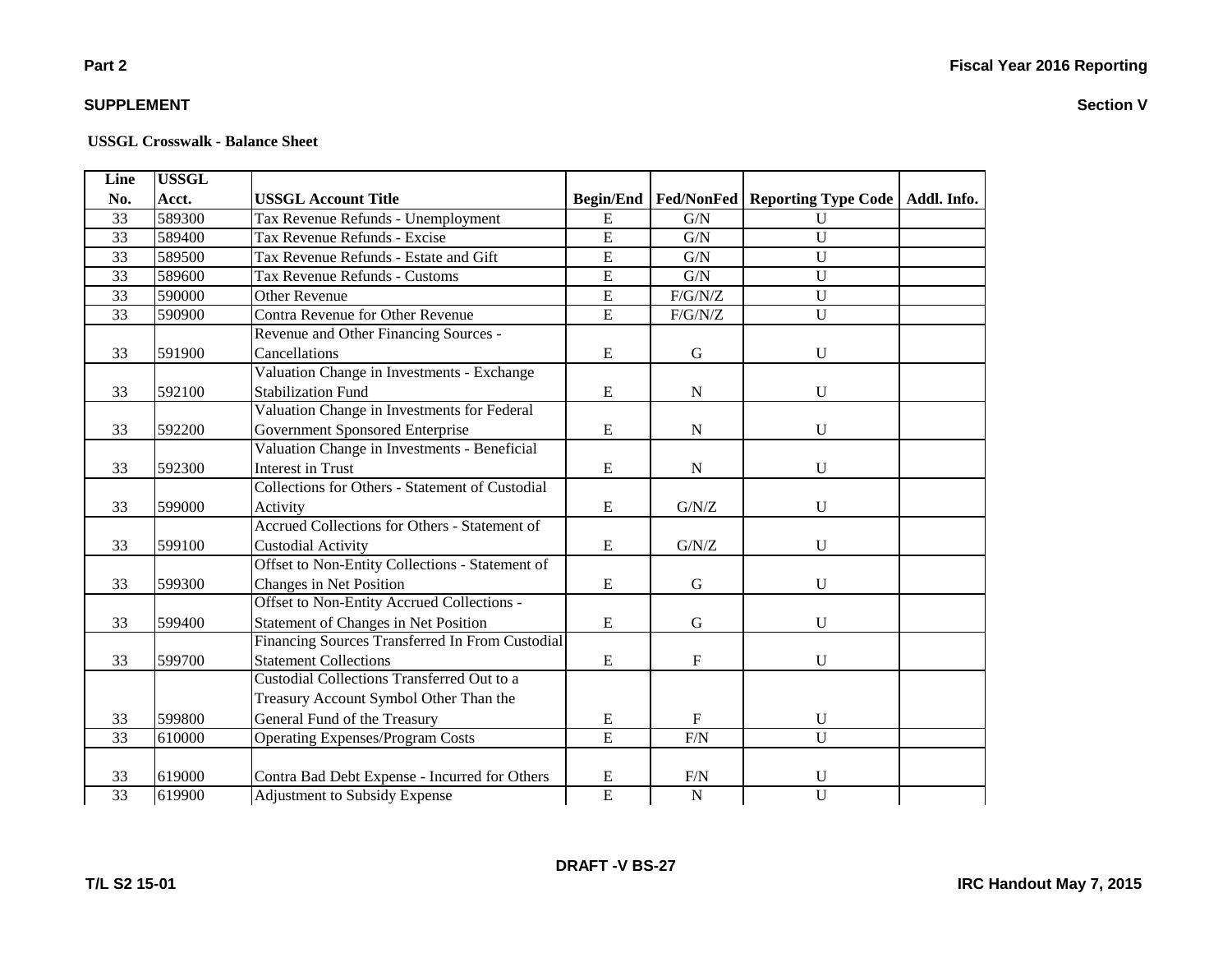**USSGL Crosswalk - Balance Sheet**

| Line No. | USSGL Acct. | USSGL Account Title | Begin/End | Fed/NonFed | Reporting Type Code | Addl. Info. |
|---|---|---|---|---|---|---|
| 33 | 589300 | Tax Revenue Refunds - Unemployment | E | G/N | U | |
| 33 | 589400 | Tax Revenue Refunds - Excise | E | G/N | U | |
| 33 | 589500 | Tax Revenue Refunds - Estate and Gift | E | G/N | U | |
| 33 | 589600 | Tax Revenue Refunds - Customs | E | G/N | U | |
| 33 | 590000 | Other Revenue | E | F/G/N/Z | U | |
| 33 | 590900 | Contra Revenue for Other Revenue | E | F/G/N/Z | U | |
| 33 | 591900 | Revenue and Other Financing Sources - Cancellations | E | G | U | |
| 33 | 592100 | Valuation Change in Investments - Exchange Stabilization Fund | E | N | U | |
| 33 | 592200 | Valuation Change in Investments for Federal Government Sponsored Enterprise | E | N | U | |
| 33 | 592300 | Valuation Change in Investments - Beneficial Interest in Trust | E | N | U | |
| 33 | 599000 | Collections for Others - Statement of Custodial Activity | E | G/N/Z | U | |
| 33 | 599100 | Accrued Collections for Others - Statement of Custodial Activity | E | G/N/Z | U | |
| 33 | 599300 | Offset to Non-Entity Collections - Statement of Changes in Net Position | E | G | U | |
| 33 | 599400 | Offset to Non-Entity Accrued Collections - Statement of Changes in Net Position | E | G | U | |
| 33 | 599700 | Financing Sources Transferred In From Custodial Statement Collections | E | F | U | |
| 33 | 599800 | Custodial Collections Transferred Out to a Treasury Account Symbol Other Than the General Fund of the Treasury | E | F | U | |
| 33 | 610000 | Operating Expenses/Program Costs | E | F/N | U | |
| 33 | 619000 | Contra Bad Debt Expense - Incurred for Others | E | F/N | U | |
| 33 | 619900 | Adjustment to Subsidy Expense | E | N | U | |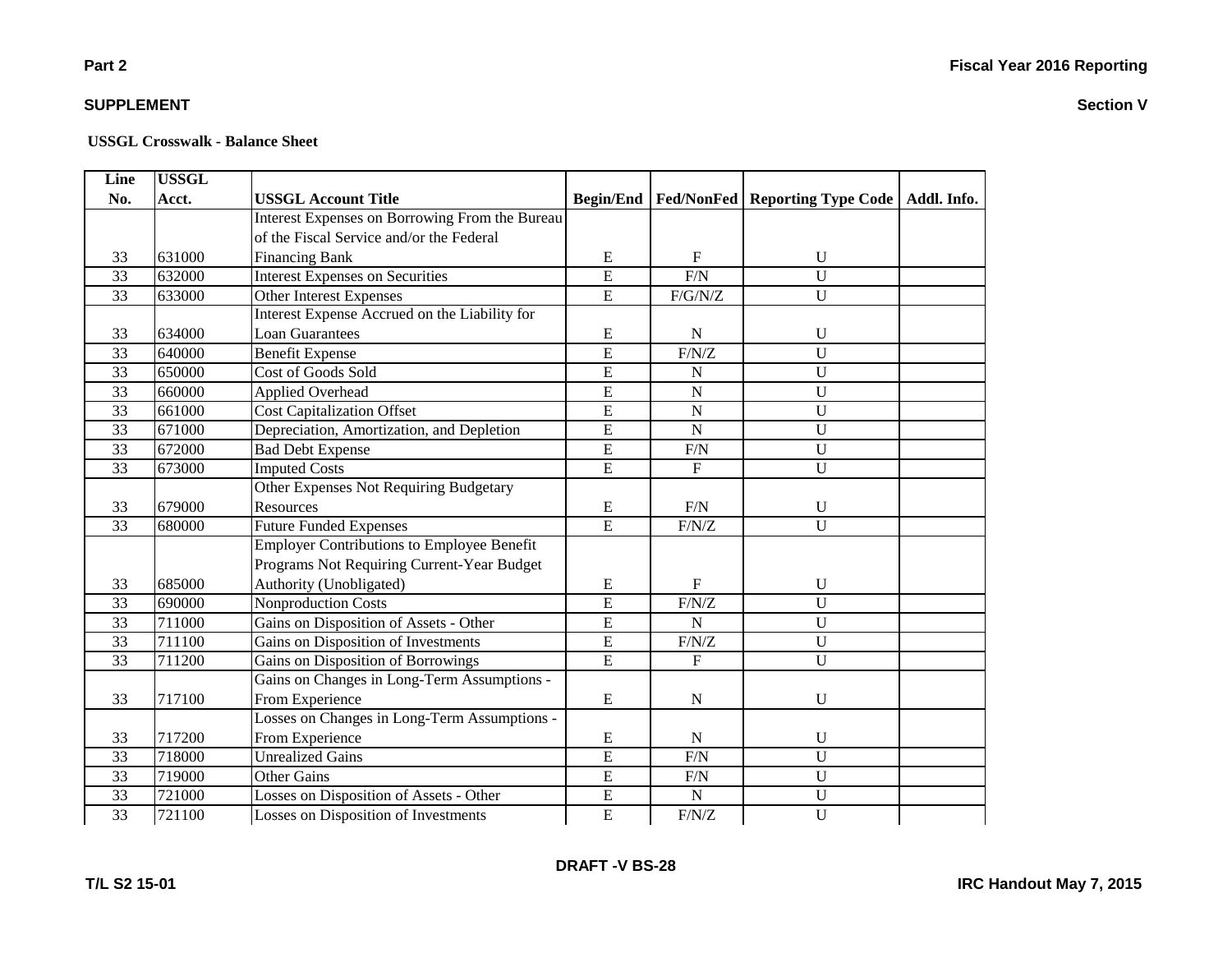**USSGL Crosswalk - Balance Sheet**

| Line No. | USSGL Acct. | USSGL Account Title | Begin/End | Fed/NonFed | Reporting Type Code | Addl. Info. |
|---|---|---|---|---|---|---|
| 33 | 631000 | Interest Expenses on Borrowing From the Bureau of the Fiscal Service and/or the Federal Financing Bank | E | F | U | |
| 33 | 632000 | Interest Expenses on Securities | E | F/N | U | |
| 33 | 633000 | Other Interest Expenses | E | F/G/N/Z | U | |
| 33 | 634000 | Interest Expense Accrued on the Liability for Loan Guarantees | E | N | U | |
| 33 | 640000 | Benefit Expense | E | F/N/Z | U | |
| 33 | 650000 | Cost of Goods Sold | E | N | U | |
| 33 | 660000 | Applied Overhead | E | N | U | |
| 33 | 661000 | Cost Capitalization Offset | E | N | U | |
| 33 | 671000 | Depreciation, Amortization, and Depletion | E | N | U | |
| 33 | 672000 | Bad Debt Expense | E | F/N | U | |
| 33 | 673000 | Imputed Costs | E | F | U | |
| 33 | 679000 | Other Expenses Not Requiring Budgetary Resources | E | F/N | U | |
| 33 | 680000 | Future Funded Expenses | E | F/N/Z | U | |
| 33 | 685000 | Employer Contributions to Employee Benefit Programs Not Requiring Current-Year Budget Authority (Unobligated) | E | F | U | |
| 33 | 690000 | Nonproduction Costs | E | F/N/Z | U | |
| 33 | 711000 | Gains on Disposition of Assets - Other | E | N | U | |
| 33 | 711100 | Gains on Disposition of Investments | E | F/N/Z | U | |
| 33 | 711200 | Gains on Disposition of Borrowings | E | F | U | |
| 33 | 717100 | Gains on Changes in Long-Term Assumptions - From Experience | E | N | U | |
| 33 | 717200 | Losses on Changes in Long-Term Assumptions - From Experience | E | N | U | |
| 33 | 718000 | Unrealized Gains | E | F/N | U | |
| 33 | 719000 | Other Gains | E | F/N | U | |
| 33 | 721000 | Losses on Disposition of Assets - Other | E | N | U | |
| 33 | 721100 | Losses on Disposition of Investments | E | F/N/Z | U | |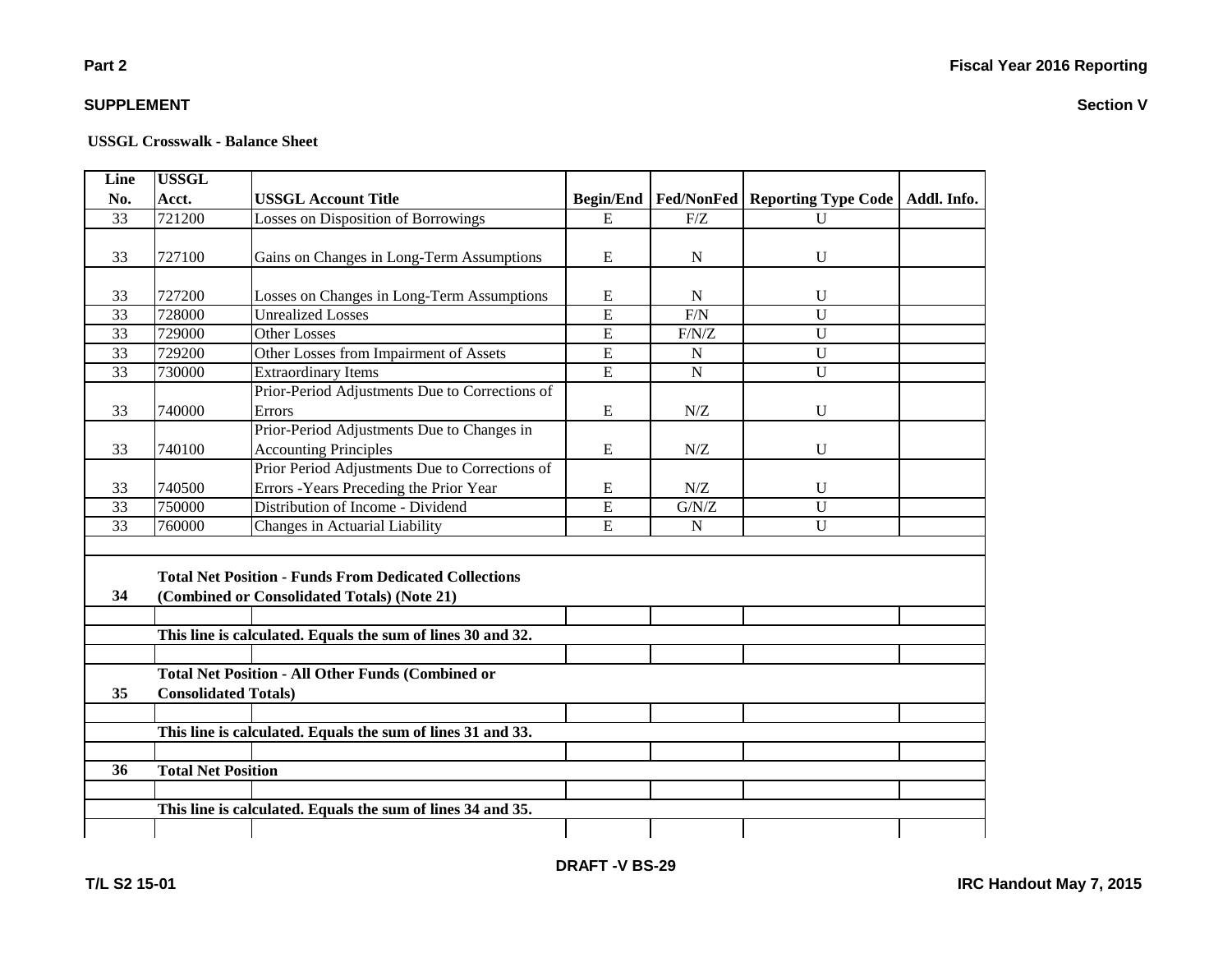**Part 2**

**SUPPLEMENT**

**Fiscal Year 2016 Reporting**

**Section V**

**USSGL Crosswalk - Balance Sheet**

| Line No. | USSGL Acct. | USSGL Account Title | Begin/End | Fed/NonFed | Reporting Type Code | Addl. Info. |
|---|---|---|---|---|---|---|
| 33 | 721200 | Losses on Disposition of Borrowings | E | F/Z | U | |
| 33 | 727100 | Gains on Changes in Long-Term Assumptions | E | N | U | |
| 33 | 727200 | Losses on Changes in Long-Term Assumptions | E | N | U | |
| 33 | 728000 | Unrealized Losses | E | F/N | U | |
| 33 | 729000 | Other Losses | E | F/N/Z | U | |
| 33 | 729200 | Other Losses from Impairment of Assets | E | N | U | |
| 33 | 730000 | Extraordinary Items | E | N | U | |
| 33 | 740000 | Prior-Period Adjustments Due to Corrections of Errors | E | N/Z | U | |
| 33 | 740100 | Prior-Period Adjustments Due to Changes in Accounting Principles | E | N/Z | U | |
| 33 | 740500 | Prior Period Adjustments Due to Corrections of Errors -Years Preceding the Prior Year | E | N/Z | U | |
| 33 | 750000 | Distribution of Income - Dividend | E | G/N/Z | U | |
| 33 | 760000 | Changes in Actuarial Liability | E | N | U | |
| | | | | | | |
| **34** | **Total Net Position - Funds From Dedicated Collections (Combined or Consolidated Totals) (Note 21)** | | | | | |
| | **This line is calculated. Equals the sum of lines 30 and 32.** | | | | | |
| **35** | **Total Net Position - All Other Funds (Combined or Consolidated Totals)** | | | | | |
| | **This line is calculated. Equals the sum of lines 31 and 33.** | | | | | |
| **36** | **Total Net Position** | | | | | |
| | **This line is calculated. Equals the sum of lines 34 and 35.** | | | | | |

**DRAFT -V BS-29**

**T/L S2 15-01**

**IRC Handout May 7, 2015**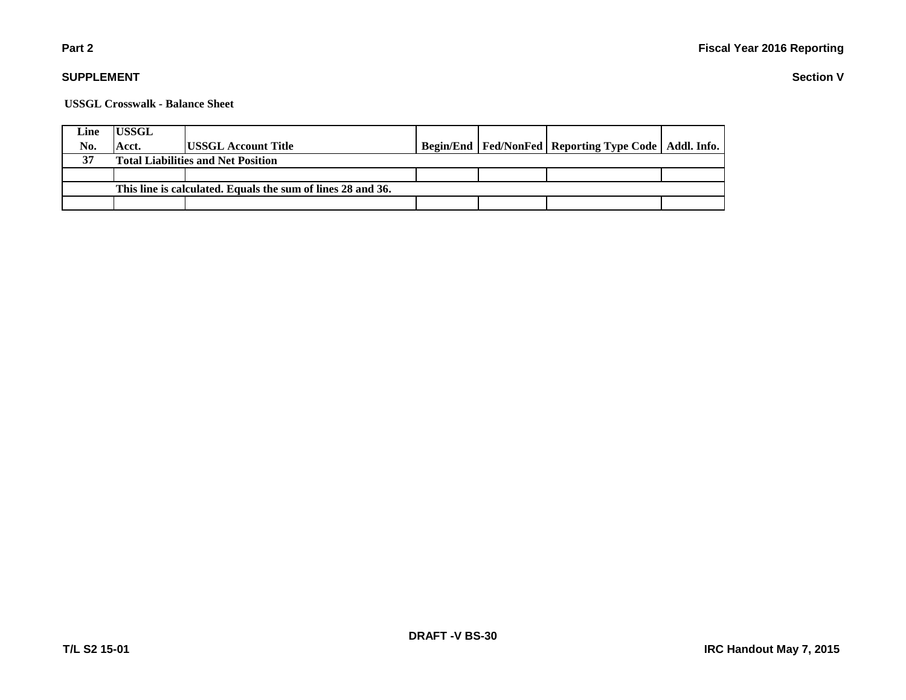Part 2

SUPPLEMENT

Fiscal Year 2016 Reporting

Section V

**USSGL Crosswalk - Balance Sheet**

| Line No. | USSGL Acct. | USSGL Account Title | Begin/End | Fed/NonFed | Reporting Type Code | Addl. Info. |
|---|---|---|---|---|---|---|
| 37 | **Total Liabilities and Net Position** | | | | | |
| | | | | | | |
| | **This line is calculated. Equals the sum of lines 28 and 36.** | | | | | |
| | | | | | | |

DRAFT -V BS-30

T/L S2 15-01

IRC Handout May 7, 2015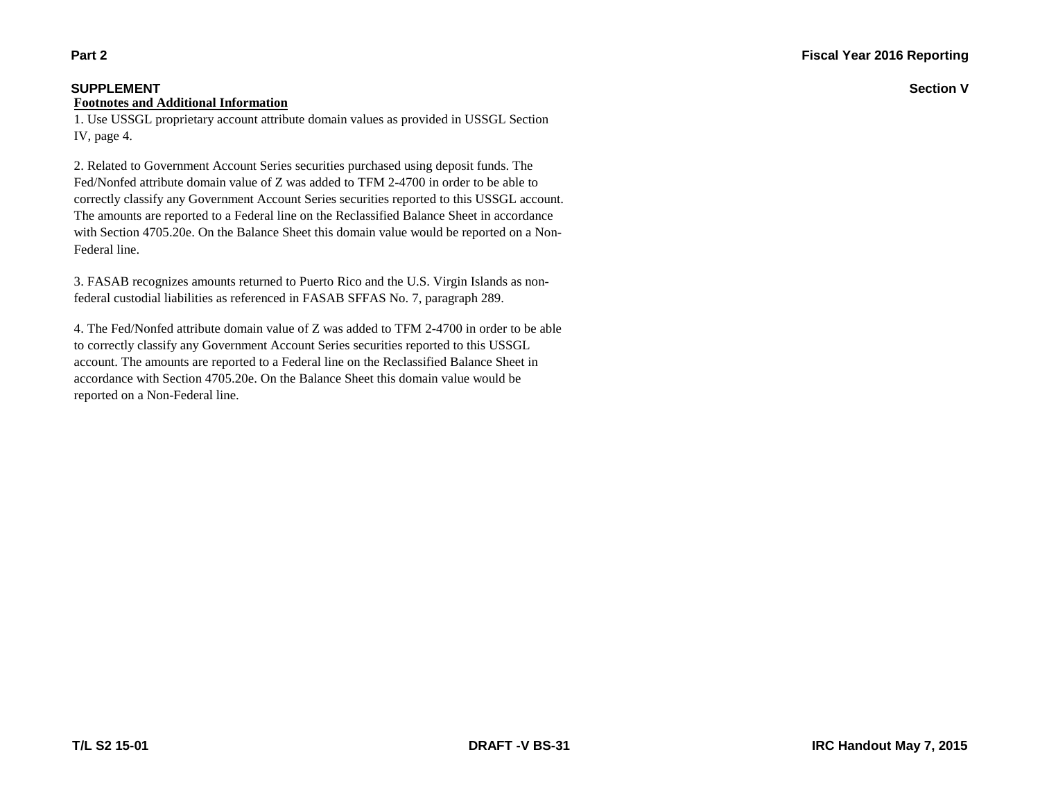**SUPPLEMENT**

**Footnotes and Additional Information**

1. Use USSGL proprietary account attribute domain values as provided in USSGL Section IV, page 4.

2. Related to Government Account Series securities purchased using deposit funds. The Fed/Nonfed attribute domain value of Z was added to TFM 2-4700 in order to be able to correctly classify any Government Account Series securities reported to this USSGL account. The amounts are reported to a Federal line on the Reclassified Balance Sheet in accordance with Section 4705.20e. On the Balance Sheet this domain value would be reported on a Non-Federal line.

3. FASAB recognizes amounts returned to Puerto Rico and the U.S. Virgin Islands as non-federal custodial liabilities as referenced in FASAB SFFAS No. 7, paragraph 289.

4. The Fed/Nonfed attribute domain value of Z was added to TFM 2-4700 in order to be able to correctly classify any Government Account Series securities reported to this USSGL account. The amounts are reported to a Federal line on the Reclassified Balance Sheet in accordance with Section 4705.20e. On the Balance Sheet this domain value would be reported on a Non-Federal line.